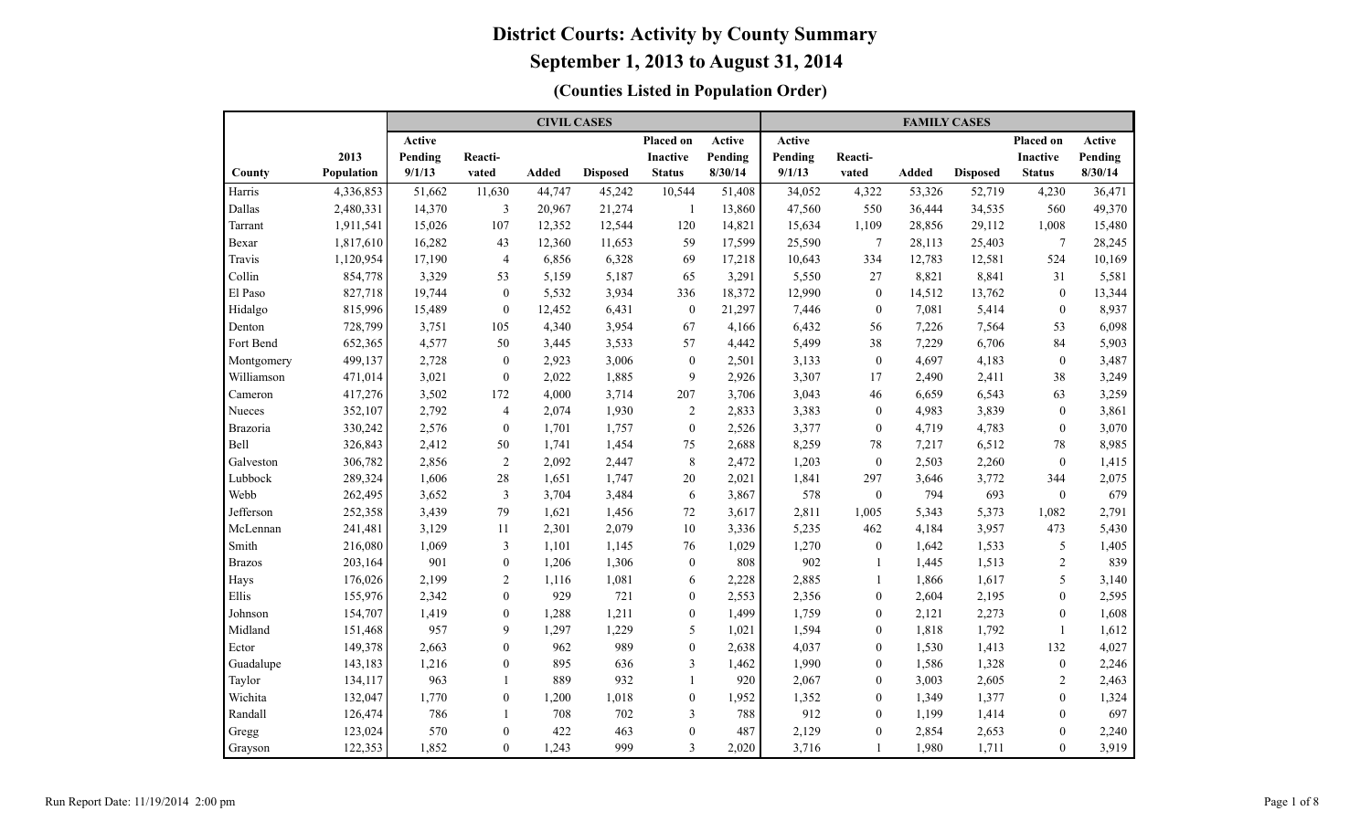# District Courts: Activity by County Summary

## September 1, 2013 to August 31, 2014

### (Counties Listed in Population Order)

| | | CIVIL CASES | | | | | | FAMILY CASES | | | | | |
|---|---|---|---|---|---|---|---|---|---|---|---|---|---|
| County | 2013 Population | Active Pending 9/1/13 | Reacti-vated | Added | Disposed | Placed on Inactive Status | Active Pending 8/30/14 | Active Pending 9/1/13 | Reacti-vated | Added | Disposed | Placed on Inactive Status | Active Pending 8/30/14 |
| Harris | 4,336,853 | 51,662 | 11,630 | 44,747 | 45,242 | 10,544 | 51,408 | 34,052 | 4,322 | 53,326 | 52,719 | 4,230 | 36,471 |
| Dallas | 2,480,331 | 14,370 | 3 | 20,967 | 21,274 | 1 | 13,860 | 47,560 | 550 | 36,444 | 34,535 | 560 | 49,370 |
| Tarrant | 1,911,541 | 15,026 | 107 | 12,352 | 12,544 | 120 | 14,821 | 15,634 | 1,109 | 28,856 | 29,112 | 1,008 | 15,480 |
| Bexar | 1,817,610 | 16,282 | 43 | 12,360 | 11,653 | 59 | 17,599 | 25,590 | 7 | 28,113 | 25,403 | 7 | 28,245 |
| Travis | 1,120,954 | 17,190 | 4 | 6,856 | 6,328 | 69 | 17,218 | 10,643 | 334 | 12,783 | 12,581 | 524 | 10,169 |
| Collin | 854,778 | 3,329 | 53 | 5,159 | 5,187 | 65 | 3,291 | 5,550 | 27 | 8,821 | 8,841 | 31 | 5,581 |
| El Paso | 827,718 | 19,744 | 0 | 5,532 | 3,934 | 336 | 18,372 | 12,990 | 0 | 14,512 | 13,762 | 0 | 13,344 |
| Hidalgo | 815,996 | 15,489 | 0 | 12,452 | 6,431 | 0 | 21,297 | 7,446 | 0 | 7,081 | 5,414 | 0 | 8,937 |
| Denton | 728,799 | 3,751 | 105 | 4,340 | 3,954 | 67 | 4,166 | 6,432 | 56 | 7,226 | 7,564 | 53 | 6,098 |
| Fort Bend | 652,365 | 4,577 | 50 | 3,445 | 3,533 | 57 | 4,442 | 5,499 | 38 | 7,229 | 6,706 | 84 | 5,903 |
| Montgomery | 499,137 | 2,728 | 0 | 2,923 | 3,006 | 0 | 2,501 | 3,133 | 0 | 4,697 | 4,183 | 0 | 3,487 |
| Williamson | 471,014 | 3,021 | 0 | 2,022 | 1,885 | 9 | 2,926 | 3,307 | 17 | 2,490 | 2,411 | 38 | 3,249 |
| Cameron | 417,276 | 3,502 | 172 | 4,000 | 3,714 | 207 | 3,706 | 3,043 | 46 | 6,659 | 6,543 | 63 | 3,259 |
| Nueces | 352,107 | 2,792 | 4 | 2,074 | 1,930 | 2 | 2,833 | 3,383 | 0 | 4,983 | 3,839 | 0 | 3,861 |
| Brazoria | 330,242 | 2,576 | 0 | 1,701 | 1,757 | 0 | 2,526 | 3,377 | 0 | 4,719 | 4,783 | 0 | 3,070 |
| Bell | 326,843 | 2,412 | 50 | 1,741 | 1,454 | 75 | 2,688 | 8,259 | 78 | 7,217 | 6,512 | 78 | 8,985 |
| Galveston | 306,782 | 2,856 | 2 | 2,092 | 2,447 | 8 | 2,472 | 1,203 | 0 | 2,503 | 2,260 | 0 | 1,415 |
| Lubbock | 289,324 | 1,606 | 28 | 1,651 | 1,747 | 20 | 2,021 | 1,841 | 297 | 3,646 | 3,772 | 344 | 2,075 |
| Webb | 262,495 | 3,652 | 3 | 3,704 | 3,484 | 6 | 3,867 | 578 | 0 | 794 | 693 | 0 | 679 |
| Jefferson | 252,358 | 3,439 | 79 | 1,621 | 1,456 | 72 | 3,617 | 2,811 | 1,005 | 5,343 | 5,373 | 1,082 | 2,791 |
| McLennan | 241,481 | 3,129 | 11 | 2,301 | 2,079 | 10 | 3,336 | 5,235 | 462 | 4,184 | 3,957 | 473 | 5,430 |
| Smith | 216,080 | 1,069 | 3 | 1,101 | 1,145 | 76 | 1,029 | 1,270 | 0 | 1,642 | 1,533 | 5 | 1,405 |
| Brazos | 203,164 | 901 | 0 | 1,206 | 1,306 | 0 | 808 | 902 | 1 | 1,445 | 1,513 | 2 | 839 |
| Hays | 176,026 | 2,199 | 2 | 1,116 | 1,081 | 6 | 2,228 | 2,885 | 1 | 1,866 | 1,617 | 5 | 3,140 |
| Ellis | 155,976 | 2,342 | 0 | 929 | 721 | 0 | 2,553 | 2,356 | 0 | 2,604 | 2,195 | 0 | 2,595 |
| Johnson | 154,707 | 1,419 | 0 | 1,288 | 1,211 | 0 | 1,499 | 1,759 | 0 | 2,121 | 2,273 | 0 | 1,608 |
| Midland | 151,468 | 957 | 9 | 1,297 | 1,229 | 5 | 1,021 | 1,594 | 0 | 1,818 | 1,792 | 1 | 1,612 |
| Ector | 149,378 | 2,663 | 0 | 962 | 989 | 0 | 2,638 | 4,037 | 0 | 1,530 | 1,413 | 132 | 4,027 |
| Guadalupe | 143,183 | 1,216 | 0 | 895 | 636 | 3 | 1,462 | 1,990 | 0 | 1,586 | 1,328 | 0 | 2,246 |
| Taylor | 134,117 | 963 | 1 | 889 | 932 | 1 | 920 | 2,067 | 0 | 3,003 | 2,605 | 2 | 2,463 |
| Wichita | 132,047 | 1,770 | 0 | 1,200 | 1,018 | 0 | 1,952 | 1,352 | 0 | 1,349 | 1,377 | 0 | 1,324 |
| Randall | 126,474 | 786 | 1 | 708 | 702 | 3 | 788 | 912 | 0 | 1,199 | 1,414 | 0 | 697 |
| Gregg | 123,024 | 570 | 0 | 422 | 463 | 0 | 487 | 2,129 | 0 | 2,854 | 2,653 | 0 | 2,240 |
| Grayson | 122,353 | 1,852 | 0 | 1,243 | 999 | 3 | 2,020 | 3,716 | 1 | 1,980 | 1,711 | 0 | 3,919 |

Run Report Date: 11/19/2014 2:00 pm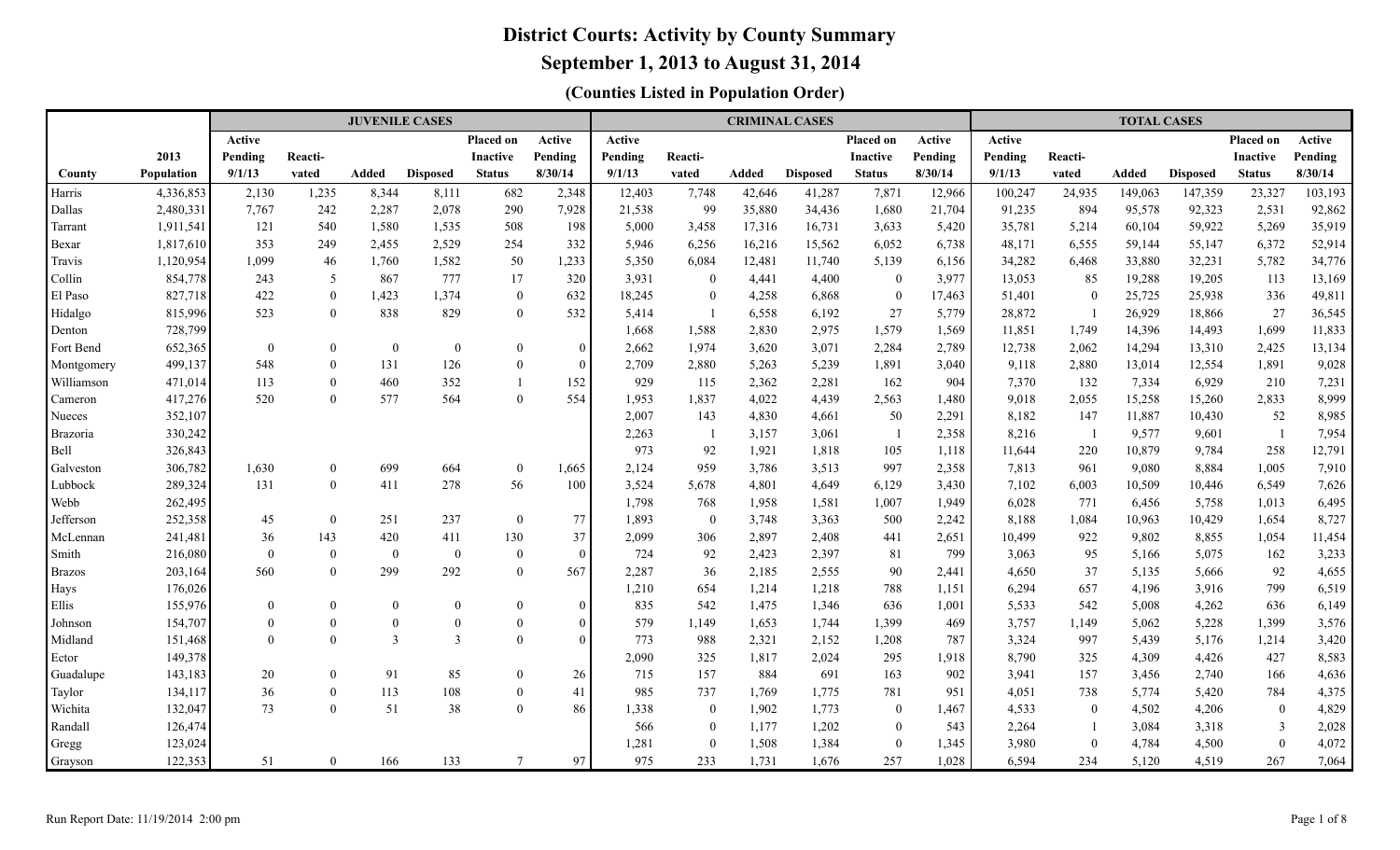# District Courts: Activity by County Summary

## September 1, 2013 to August 31, 2014

### (Counties Listed in Population Order)

| | | JUVENILE CASES | | | | | | CRIMINAL CASES | | | | | | TOTAL CASES | | | | | |
|---|---|---|---|---|---|---|---|---|---|---|---|---|---|---|---|---|---|---|---|
| County | 2013 Population | Active Pending 9/1/13 | Reacti-vated | Added | Disposed | Placed on Inactive Status | Active Pending 8/30/14 | Active Pending 9/1/13 | Reacti-vated | Added | Disposed | Placed on Inactive Status | Active Pending 8/30/14 | Active Pending 9/1/13 | Reacti-vated | Added | Disposed | Placed on Inactive Status | Active Pending 8/30/14 |
| Harris | 4,336,853 | 2,130 | 1,235 | 8,344 | 8,111 | 682 | 2,348 | 12,403 | 7,748 | 42,646 | 41,287 | 7,871 | 12,966 | 100,247 | 24,935 | 149,063 | 147,359 | 23,327 | 103,193 |
| Dallas | 2,480,331 | 7,767 | 242 | 2,287 | 2,078 | 290 | 7,928 | 21,538 | 99 | 35,880 | 34,436 | 1,680 | 21,704 | 91,235 | 894 | 95,578 | 92,323 | 2,531 | 92,862 |
| Tarrant | 1,911,541 | 121 | 540 | 1,580 | 1,535 | 508 | 198 | 5,000 | 3,458 | 17,316 | 16,731 | 3,633 | 5,420 | 35,781 | 5,214 | 60,104 | 59,922 | 5,269 | 35,919 |
| Bexar | 1,817,610 | 353 | 249 | 2,455 | 2,529 | 254 | 332 | 5,946 | 6,256 | 16,216 | 15,562 | 6,052 | 6,738 | 48,171 | 6,555 | 59,144 | 55,147 | 6,372 | 52,914 |
| Travis | 1,120,954 | 1,099 | 46 | 1,760 | 1,582 | 50 | 1,233 | 5,350 | 6,084 | 12,481 | 11,740 | 5,139 | 6,156 | 34,282 | 6,468 | 33,880 | 32,231 | 5,782 | 34,776 |
| Collin | 854,778 | 243 | 5 | 867 | 777 | 17 | 320 | 3,931 | 0 | 4,441 | 4,400 | 0 | 3,977 | 13,053 | 85 | 19,288 | 19,205 | 113 | 13,169 |
| El Paso | 827,718 | 422 | 0 | 1,423 | 1,374 | 0 | 632 | 18,245 | 0 | 4,258 | 6,868 | 0 | 17,463 | 51,401 | 0 | 25,725 | 25,938 | 336 | 49,811 |
| Hidalgo | 815,996 | 523 | 0 | 838 | 829 | 0 | 532 | 5,414 | 1 | 6,558 | 6,192 | 27 | 5,779 | 28,872 | 1 | 26,929 | 18,866 | 27 | 36,545 |
| Denton | 728,799 | | | | | | | 1,668 | 1,588 | 2,830 | 2,975 | 1,579 | 1,569 | 11,851 | 1,749 | 14,396 | 14,493 | 1,699 | 11,833 |
| Fort Bend | 652,365 | 0 | 0 | 0 | 0 | 0 | 0 | 2,662 | 1,974 | 3,620 | 3,071 | 2,284 | 2,789 | 12,738 | 2,062 | 14,294 | 13,310 | 2,425 | 13,134 |
| Montgomery | 499,137 | 548 | 0 | 131 | 126 | 0 | 0 | 2,709 | 2,880 | 5,263 | 5,239 | 1,891 | 3,040 | 9,118 | 2,880 | 13,014 | 12,554 | 1,891 | 9,028 |
| Williamson | 471,014 | 113 | 0 | 460 | 352 | 1 | 152 | 929 | 115 | 2,362 | 2,281 | 162 | 904 | 7,370 | 132 | 7,334 | 6,929 | 210 | 7,231 |
| Cameron | 417,276 | 520 | 0 | 577 | 564 | 0 | 554 | 1,953 | 1,837 | 4,022 | 4,439 | 2,563 | 1,480 | 9,018 | 2,055 | 15,258 | 15,260 | 2,833 | 8,999 |
| Nueces | 352,107 | | | | | | | 2,007 | 143 | 4,830 | 4,661 | 50 | 2,291 | 8,182 | 147 | 11,887 | 10,430 | 52 | 8,985 |
| Brazoria | 330,242 | | | | | | | 2,263 | 1 | 3,157 | 3,061 | 1 | 2,358 | 8,216 | 1 | 9,577 | 9,601 | 1 | 7,954 |
| Bell | 326,843 | | | | | | | 973 | 92 | 1,921 | 1,818 | 105 | 1,118 | 11,644 | 220 | 10,879 | 9,784 | 258 | 12,791 |
| Galveston | 306,782 | 1,630 | 0 | 699 | 664 | 0 | 1,665 | 2,124 | 959 | 3,786 | 3,513 | 997 | 2,358 | 7,813 | 961 | 9,080 | 8,884 | 1,005 | 7,910 |
| Lubbock | 289,324 | 131 | 0 | 411 | 278 | 56 | 100 | 3,524 | 5,678 | 4,801 | 4,649 | 6,129 | 3,430 | 7,102 | 6,003 | 10,509 | 10,446 | 6,549 | 7,626 |
| Webb | 262,495 | | | | | | | 1,798 | 768 | 1,958 | 1,581 | 1,007 | 1,949 | 6,028 | 771 | 6,456 | 5,758 | 1,013 | 6,495 |
| Jefferson | 252,358 | 45 | 0 | 251 | 237 | 0 | 77 | 1,893 | 0 | 3,748 | 3,363 | 500 | 2,242 | 8,188 | 1,084 | 10,963 | 10,429 | 1,654 | 8,727 |
| McLennan | 241,481 | 36 | 143 | 420 | 411 | 130 | 37 | 2,099 | 306 | 2,897 | 2,408 | 441 | 2,651 | 10,499 | 922 | 9,802 | 8,855 | 1,054 | 11,454 |
| Smith | 216,080 | 0 | 0 | 0 | 0 | 0 | 0 | 724 | 92 | 2,423 | 2,397 | 81 | 799 | 3,063 | 95 | 5,166 | 5,075 | 162 | 3,233 |
| Brazos | 203,164 | 560 | 0 | 299 | 292 | 0 | 567 | 2,287 | 36 | 2,185 | 2,555 | 90 | 2,441 | 4,650 | 37 | 5,135 | 5,666 | 92 | 4,655 |
| Hays | 176,026 | | | | | | | 1,210 | 654 | 1,214 | 1,218 | 788 | 1,151 | 6,294 | 657 | 4,196 | 3,916 | 799 | 6,519 |
| Ellis | 155,976 | 0 | 0 | 0 | 0 | 0 | 0 | 835 | 542 | 1,475 | 1,346 | 636 | 1,001 | 5,533 | 542 | 5,008 | 4,262 | 636 | 6,149 |
| Johnson | 154,707 | 0 | 0 | 0 | 0 | 0 | 0 | 579 | 1,149 | 1,653 | 1,744 | 1,399 | 469 | 3,757 | 1,149 | 5,062 | 5,228 | 1,399 | 3,576 |
| Midland | 151,468 | 0 | 0 | 3 | 3 | 0 | 0 | 773 | 988 | 2,321 | 2,152 | 1,208 | 787 | 3,324 | 997 | 5,439 | 5,176 | 1,214 | 3,420 |
| Ector | 149,378 | | | | | | | 2,090 | 325 | 1,817 | 2,024 | 295 | 1,918 | 8,790 | 325 | 4,309 | 4,426 | 427 | 8,583 |
| Guadalupe | 143,183 | 20 | 0 | 91 | 85 | 0 | 26 | 715 | 157 | 884 | 691 | 163 | 902 | 3,941 | 157 | 3,456 | 2,740 | 166 | 4,636 |
| Taylor | 134,117 | 36 | 0 | 113 | 108 | 0 | 41 | 985 | 737 | 1,769 | 1,775 | 781 | 951 | 4,051 | 738 | 5,774 | 5,420 | 784 | 4,375 |
| Wichita | 132,047 | 73 | 0 | 51 | 38 | 0 | 86 | 1,338 | 0 | 1,902 | 1,773 | 0 | 1,467 | 4,533 | 0 | 4,502 | 4,206 | 0 | 4,829 |
| Randall | 126,474 | | | | | | | 566 | 0 | 1,177 | 1,202 | 0 | 543 | 2,264 | 1 | 3,084 | 3,318 | 3 | 2,028 |
| Gregg | 123,024 | | | | | | | 1,281 | 0 | 1,508 | 1,384 | 0 | 1,345 | 3,980 | 0 | 4,784 | 4,500 | 0 | 4,072 |
| Grayson | 122,353 | 51 | 0 | 166 | 133 | 7 | 97 | 975 | 233 | 1,731 | 1,676 | 257 | 1,028 | 6,594 | 234 | 5,120 | 4,519 | 267 | 7,064 |

Run Report Date: 11/19/2014 2:00 pm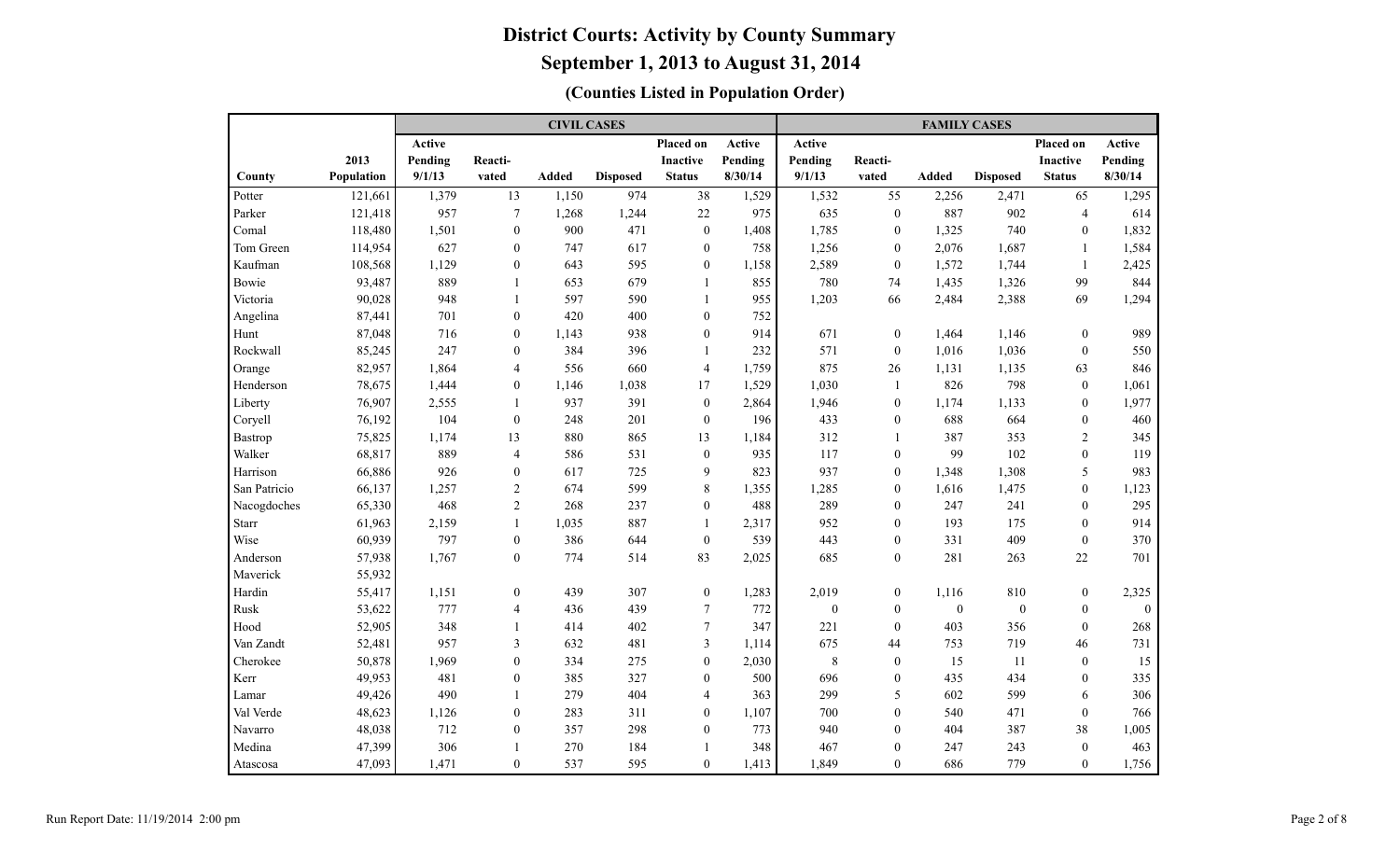# District Courts: Activity by County Summary

## September 1, 2013 to August 31, 2014

### (Counties Listed in Population Order)

| | | CIVIL CASES | | | | | | FAMILY CASES | | | | | |
|---|---|---|---|---|---|---|---|---|---|---|---|---|---|
| County | 2013 Population | Active Pending 9/1/13 | Reacti-vated | Added | Disposed | Placed on Inactive Status | Active Pending 8/30/14 | Active Pending 9/1/13 | Reacti-vated | Added | Disposed | Placed on Inactive Status | Active Pending 8/30/14 |
| Potter | 121,661 | 1,379 | 13 | 1,150 | 974 | 38 | 1,529 | 1,532 | 55 | 2,256 | 2,471 | 65 | 1,295 |
| Parker | 121,418 | 957 | 7 | 1,268 | 1,244 | 22 | 975 | 635 | 0 | 887 | 902 | 4 | 614 |
| Comal | 118,480 | 1,501 | 0 | 900 | 471 | 0 | 1,408 | 1,785 | 0 | 1,325 | 740 | 0 | 1,832 |
| Tom Green | 114,954 | 627 | 0 | 747 | 617 | 0 | 758 | 1,256 | 0 | 2,076 | 1,687 | 1 | 1,584 |
| Kaufman | 108,568 | 1,129 | 0 | 643 | 595 | 0 | 1,158 | 2,589 | 0 | 1,572 | 1,744 | 1 | 2,425 |
| Bowie | 93,487 | 889 | 1 | 653 | 679 | 1 | 855 | 780 | 74 | 1,435 | 1,326 | 99 | 844 |
| Victoria | 90,028 | 948 | 1 | 597 | 590 | 1 | 955 | 1,203 | 66 | 2,484 | 2,388 | 69 | 1,294 |
| Angelina | 87,441 | 701 | 0 | 420 | 400 | 0 | 752 | | | | | | |
| Hunt | 87,048 | 716 | 0 | 1,143 | 938 | 0 | 914 | 671 | 0 | 1,464 | 1,146 | 0 | 989 |
| Rockwall | 85,245 | 247 | 0 | 384 | 396 | 1 | 232 | 571 | 0 | 1,016 | 1,036 | 0 | 550 |
| Orange | 82,957 | 1,864 | 4 | 556 | 660 | 4 | 1,759 | 875 | 26 | 1,131 | 1,135 | 63 | 846 |
| Henderson | 78,675 | 1,444 | 0 | 1,146 | 1,038 | 17 | 1,529 | 1,030 | 1 | 826 | 798 | 0 | 1,061 |
| Liberty | 76,907 | 2,555 | 1 | 937 | 391 | 0 | 2,864 | 1,946 | 0 | 1,174 | 1,133 | 0 | 1,977 |
| Coryell | 76,192 | 104 | 0 | 248 | 201 | 0 | 196 | 433 | 0 | 688 | 664 | 0 | 460 |
| Bastrop | 75,825 | 1,174 | 13 | 880 | 865 | 13 | 1,184 | 312 | 1 | 387 | 353 | 2 | 345 |
| Walker | 68,817 | 889 | 4 | 586 | 531 | 0 | 935 | 117 | 0 | 99 | 102 | 0 | 119 |
| Harrison | 66,886 | 926 | 0 | 617 | 725 | 9 | 823 | 937 | 0 | 1,348 | 1,308 | 5 | 983 |
| San Patricio | 66,137 | 1,257 | 2 | 674 | 599 | 8 | 1,355 | 1,285 | 0 | 1,616 | 1,475 | 0 | 1,123 |
| Nacogdoches | 65,330 | 468 | 2 | 268 | 237 | 0 | 488 | 289 | 0 | 247 | 241 | 0 | 295 |
| Starr | 61,963 | 2,159 | 1 | 1,035 | 887 | 1 | 2,317 | 952 | 0 | 193 | 175 | 0 | 914 |
| Wise | 60,939 | 797 | 0 | 386 | 644 | 0 | 539 | 443 | 0 | 331 | 409 | 0 | 370 |
| Anderson | 57,938 | 1,767 | 0 | 774 | 514 | 83 | 2,025 | 685 | 0 | 281 | 263 | 22 | 701 |
| Maverick | 55,932 | | | | | | | | | | | | |
| Hardin | 55,417 | 1,151 | 0 | 439 | 307 | 0 | 1,283 | 2,019 | 0 | 1,116 | 810 | 0 | 2,325 |
| Rusk | 53,622 | 777 | 4 | 436 | 439 | 7 | 772 | 0 | 0 | 0 | 0 | 0 | 0 |
| Hood | 52,905 | 348 | 1 | 414 | 402 | 7 | 347 | 221 | 0 | 403 | 356 | 0 | 268 |
| Van Zandt | 52,481 | 957 | 3 | 632 | 481 | 3 | 1,114 | 675 | 44 | 753 | 719 | 46 | 731 |
| Cherokee | 50,878 | 1,969 | 0 | 334 | 275 | 0 | 2,030 | 8 | 0 | 15 | 11 | 0 | 15 |
| Kerr | 49,953 | 481 | 0 | 385 | 327 | 0 | 500 | 696 | 0 | 435 | 434 | 0 | 335 |
| Lamar | 49,426 | 490 | 1 | 279 | 404 | 4 | 363 | 299 | 5 | 602 | 599 | 6 | 306 |
| Val Verde | 48,623 | 1,126 | 0 | 283 | 311 | 0 | 1,107 | 700 | 0 | 540 | 471 | 0 | 766 |
| Navarro | 48,038 | 712 | 0 | 357 | 298 | 0 | 773 | 940 | 0 | 404 | 387 | 38 | 1,005 |
| Medina | 47,399 | 306 | 1 | 270 | 184 | 1 | 348 | 467 | 0 | 247 | 243 | 0 | 463 |
| Atascosa | 47,093 | 1,471 | 0 | 537 | 595 | 0 | 1,413 | 1,849 | 0 | 686 | 779 | 0 | 1,756 |

Run Report Date: 11/19/2014 2:00 pm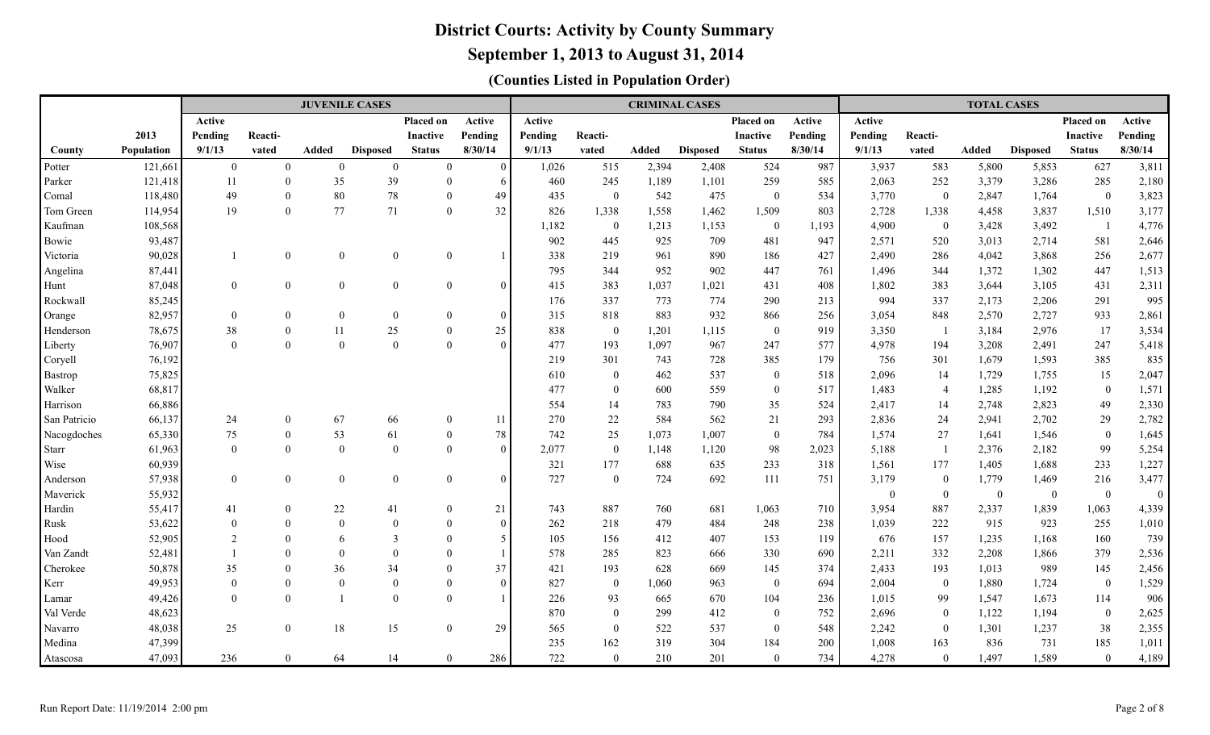# District Courts: Activity by County Summary

## September 1, 2013 to August 31, 2014

### (Counties Listed in Population Order)

| | | JUVENILE CASES | | | | | | CRIMINAL CASES | | | | | | TOTAL CASES | | | | | |
|---|---|---|---|---|---|---|---|---|---|---|---|---|---|---|---|---|---|---|---|
| County | 2013 Population | Active Pending 9/1/13 | Reacti-vated | Added | Disposed | Placed on Inactive Status | Active Pending 8/30/14 | Active Pending 9/1/13 | Reacti-vated | Added | Disposed | Placed on Inactive Status | Active Pending 8/30/14 | Active Pending 9/1/13 | Reacti-vated | Added | Disposed | Placed on Inactive Status | Active Pending 8/30/14 |
| Potter | 121,661 | 0 | 0 | 0 | 0 | 0 | 0 | 1,026 | 515 | 2,394 | 2,408 | 524 | 987 | 3,937 | 583 | 5,800 | 5,853 | 627 | 3,811 |
| Parker | 121,418 | 11 | 0 | 35 | 39 | 0 | 6 | 460 | 245 | 1,189 | 1,101 | 259 | 585 | 2,063 | 252 | 3,379 | 3,286 | 285 | 2,180 |
| Comal | 118,480 | 49 | 0 | 80 | 78 | 0 | 49 | 435 | 0 | 542 | 475 | 0 | 534 | 3,770 | 0 | 2,847 | 1,764 | 0 | 3,823 |
| Tom Green | 114,954 | 19 | 0 | 77 | 71 | 0 | 32 | 826 | 1,338 | 1,558 | 1,462 | 1,509 | 803 | 2,728 | 1,338 | 4,458 | 3,837 | 1,510 | 3,177 |
| Kaufman | 108,568 | | | | | | | 1,182 | 0 | 1,213 | 1,153 | 0 | 1,193 | 4,900 | 0 | 3,428 | 3,492 | 1 | 4,776 |
| Bowie | 93,487 | | | | | | | 902 | 445 | 925 | 709 | 481 | 947 | 2,571 | 520 | 3,013 | 2,714 | 581 | 2,646 |
| Victoria | 90,028 | 1 | 0 | 0 | 0 | 0 | 1 | 338 | 219 | 961 | 890 | 186 | 427 | 2,490 | 286 | 4,042 | 3,868 | 256 | 2,677 |
| Angelina | 87,441 | | | | | | | 795 | 344 | 952 | 902 | 447 | 761 | 1,496 | 344 | 1,372 | 1,302 | 447 | 1,513 |
| Hunt | 87,048 | 0 | 0 | 0 | 0 | 0 | 0 | 415 | 383 | 1,037 | 1,021 | 431 | 408 | 1,802 | 383 | 3,644 | 3,105 | 431 | 2,311 |
| Rockwall | 85,245 | | | | | | | 176 | 337 | 773 | 774 | 290 | 213 | 994 | 337 | 2,173 | 2,206 | 291 | 995 |
| Orange | 82,957 | 0 | 0 | 0 | 0 | 0 | 0 | 315 | 818 | 883 | 932 | 866 | 256 | 3,054 | 848 | 2,570 | 2,727 | 933 | 2,861 |
| Henderson | 78,675 | 38 | 0 | 11 | 25 | 0 | 25 | 838 | 0 | 1,201 | 1,115 | 0 | 919 | 3,350 | 1 | 3,184 | 2,976 | 17 | 3,534 |
| Liberty | 76,907 | 0 | 0 | 0 | 0 | 0 | 0 | 477 | 193 | 1,097 | 967 | 247 | 577 | 4,978 | 194 | 3,208 | 2,491 | 247 | 5,418 |
| Coryell | 76,192 | | | | | | | 219 | 301 | 743 | 728 | 385 | 179 | 756 | 301 | 1,679 | 1,593 | 385 | 835 |
| Bastrop | 75,825 | | | | | | | 610 | 0 | 462 | 537 | 0 | 518 | 2,096 | 14 | 1,729 | 1,755 | 15 | 2,047 |
| Walker | 68,817 | | | | | | | 477 | 0 | 600 | 559 | 0 | 517 | 1,483 | 4 | 1,285 | 1,192 | 0 | 1,571 |
| Harrison | 66,886 | | | | | | | 554 | 14 | 783 | 790 | 35 | 524 | 2,417 | 14 | 2,748 | 2,823 | 49 | 2,330 |
| San Patricio | 66,137 | 24 | 0 | 67 | 66 | 0 | 11 | 270 | 22 | 584 | 562 | 21 | 293 | 2,836 | 24 | 2,941 | 2,702 | 29 | 2,782 |
| Nacogdoches | 65,330 | 75 | 0 | 53 | 61 | 0 | 78 | 742 | 25 | 1,073 | 1,007 | 0 | 784 | 1,574 | 27 | 1,641 | 1,546 | 0 | 1,645 |
| Starr | 61,963 | 0 | 0 | 0 | 0 | 0 | 0 | 2,077 | 0 | 1,148 | 1,120 | 98 | 2,023 | 5,188 | 1 | 2,376 | 2,182 | 99 | 5,254 |
| Wise | 60,939 | | | | | | | 321 | 177 | 688 | 635 | 233 | 318 | 1,561 | 177 | 1,405 | 1,688 | 233 | 1,227 |
| Anderson | 57,938 | 0 | 0 | 0 | 0 | 0 | 0 | 727 | 0 | 724 | 692 | 111 | 751 | 3,179 | 0 | 1,779 | 1,469 | 216 | 3,477 |
| Maverick | 55,932 | | | | | | | | | | | | | 0 | 0 | 0 | 0 | 0 | 0 |
| Hardin | 55,417 | 41 | 0 | 22 | 41 | 0 | 21 | 743 | 887 | 760 | 681 | 1,063 | 710 | 3,954 | 887 | 2,337 | 1,839 | 1,063 | 4,339 |
| Rusk | 53,622 | 0 | 0 | 0 | 0 | 0 | 0 | 262 | 218 | 479 | 484 | 248 | 238 | 1,039 | 222 | 915 | 923 | 255 | 1,010 |
| Hood | 52,905 | 2 | 0 | 6 | 3 | 0 | 5 | 105 | 156 | 412 | 407 | 153 | 119 | 676 | 157 | 1,235 | 1,168 | 160 | 739 |
| Van Zandt | 52,481 | 1 | 0 | 0 | 0 | 0 | 1 | 578 | 285 | 823 | 666 | 330 | 690 | 2,211 | 332 | 2,208 | 1,866 | 379 | 2,536 |
| Cherokee | 50,878 | 35 | 0 | 36 | 34 | 0 | 37 | 421 | 193 | 628 | 669 | 145 | 374 | 2,433 | 193 | 1,013 | 989 | 145 | 2,456 |
| Kerr | 49,953 | 0 | 0 | 0 | 0 | 0 | 0 | 827 | 0 | 1,060 | 963 | 0 | 694 | 2,004 | 0 | 1,880 | 1,724 | 0 | 1,529 |
| Lamar | 49,426 | 0 | 0 | 1 | 0 | 0 | 1 | 226 | 93 | 665 | 670 | 104 | 236 | 1,015 | 99 | 1,547 | 1,673 | 114 | 906 |
| Val Verde | 48,623 | | | | | | | 870 | 0 | 299 | 412 | 0 | 752 | 2,696 | 0 | 1,122 | 1,194 | 0 | 2,625 |
| Navarro | 48,038 | 25 | 0 | 18 | 15 | 0 | 29 | 565 | 0 | 522 | 537 | 0 | 548 | 2,242 | 0 | 1,301 | 1,237 | 38 | 2,355 |
| Medina | 47,399 | | | | | | | 235 | 162 | 319 | 304 | 184 | 200 | 1,008 | 163 | 836 | 731 | 185 | 1,011 |
| Atascosa | 47,093 | 236 | 0 | 64 | 14 | 0 | 286 | 722 | 0 | 210 | 201 | 0 | 734 | 4,278 | 0 | 1,497 | 1,589 | 0 | 4,189 |

Run Report Date: 11/19/2014 2:00 pm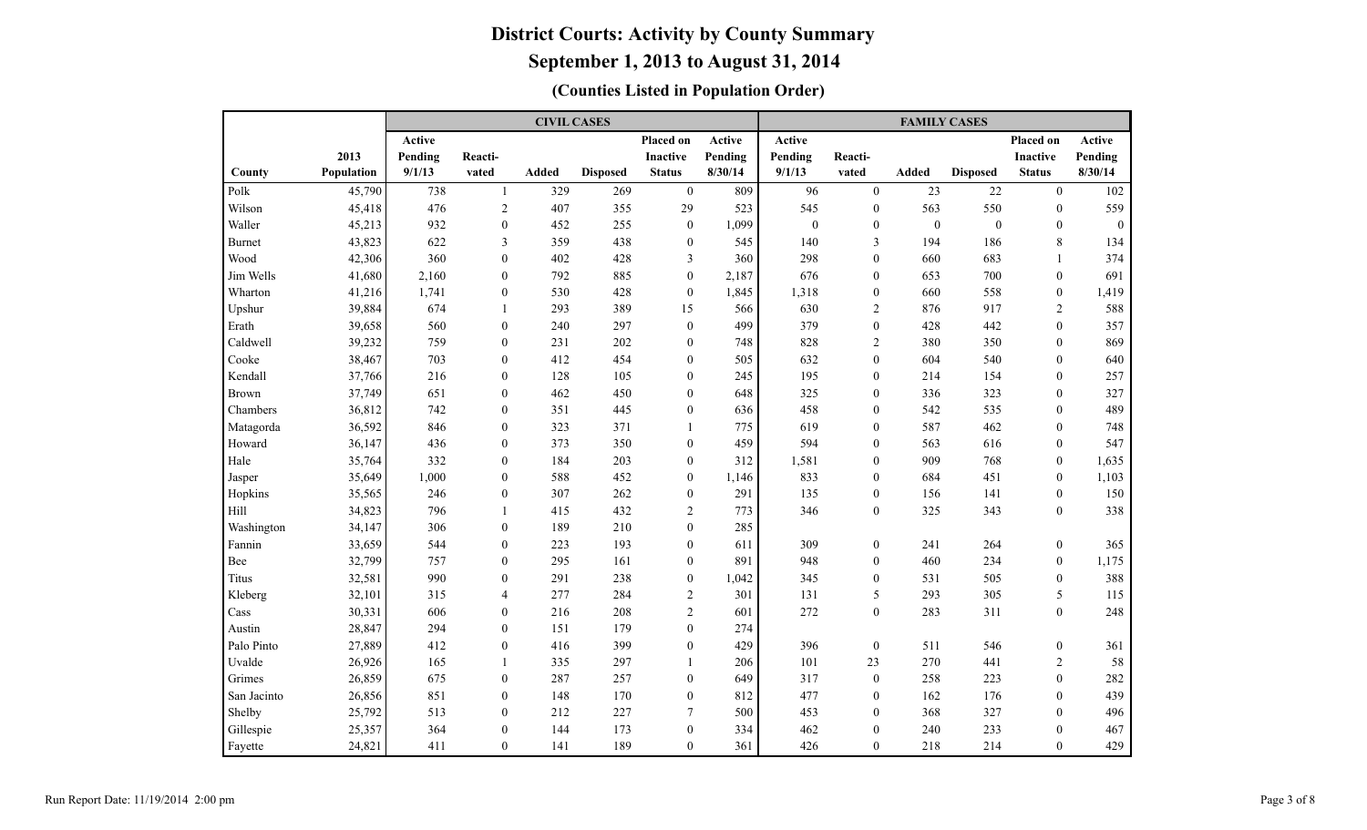# District Courts: Activity by County Summary

## September 1, 2013 to August 31, 2014

### (Counties Listed in Population Order)

| | | CIVIL CASES | | | | | | FAMILY CASES | | | | | |
|---|---|---|---|---|---|---|---|---|---|---|---|---|---|
| County | 2013 Population | Active Pending 9/1/13 | Reacti-vated | Added | Disposed | Placed on Inactive Status | Active Pending 8/30/14 | Active Pending 9/1/13 | Reacti-vated | Added | Disposed | Placed on Inactive Status | Active Pending 8/30/14 |
| Polk | 45,790 | 738 | 1 | 329 | 269 | 0 | 809 | 96 | 0 | 23 | 22 | 0 | 102 |
| Wilson | 45,418 | 476 | 2 | 407 | 355 | 29 | 523 | 545 | 0 | 563 | 550 | 0 | 559 |
| Waller | 45,213 | 932 | 0 | 452 | 255 | 0 | 1,099 | 0 | 0 | 0 | 0 | 0 | 0 |
| Burnet | 43,823 | 622 | 3 | 359 | 438 | 0 | 545 | 140 | 3 | 194 | 186 | 8 | 134 |
| Wood | 42,306 | 360 | 0 | 402 | 428 | 3 | 360 | 298 | 0 | 660 | 683 | 1 | 374 |
| Jim Wells | 41,680 | 2,160 | 0 | 792 | 885 | 0 | 2,187 | 676 | 0 | 653 | 700 | 0 | 691 |
| Wharton | 41,216 | 1,741 | 0 | 530 | 428 | 0 | 1,845 | 1,318 | 0 | 660 | 558 | 0 | 1,419 |
| Upshur | 39,884 | 674 | 1 | 293 | 389 | 15 | 566 | 630 | 2 | 876 | 917 | 2 | 588 |
| Erath | 39,658 | 560 | 0 | 240 | 297 | 0 | 499 | 379 | 0 | 428 | 442 | 0 | 357 |
| Caldwell | 39,232 | 759 | 0 | 231 | 202 | 0 | 748 | 828 | 2 | 380 | 350 | 0 | 869 |
| Cooke | 38,467 | 703 | 0 | 412 | 454 | 0 | 505 | 632 | 0 | 604 | 540 | 0 | 640 |
| Kendall | 37,766 | 216 | 0 | 128 | 105 | 0 | 245 | 195 | 0 | 214 | 154 | 0 | 257 |
| Brown | 37,749 | 651 | 0 | 462 | 450 | 0 | 648 | 325 | 0 | 336 | 323 | 0 | 327 |
| Chambers | 36,812 | 742 | 0 | 351 | 445 | 0 | 636 | 458 | 0 | 542 | 535 | 0 | 489 |
| Matagorda | 36,592 | 846 | 0 | 323 | 371 | 1 | 775 | 619 | 0 | 587 | 462 | 0 | 748 |
| Howard | 36,147 | 436 | 0 | 373 | 350 | 0 | 459 | 594 | 0 | 563 | 616 | 0 | 547 |
| Hale | 35,764 | 332 | 0 | 184 | 203 | 0 | 312 | 1,581 | 0 | 909 | 768 | 0 | 1,635 |
| Jasper | 35,649 | 1,000 | 0 | 588 | 452 | 0 | 1,146 | 833 | 0 | 684 | 451 | 0 | 1,103 |
| Hopkins | 35,565 | 246 | 0 | 307 | 262 | 0 | 291 | 135 | 0 | 156 | 141 | 0 | 150 |
| Hill | 34,823 | 796 | 1 | 415 | 432 | 2 | 773 | 346 | 0 | 325 | 343 | 0 | 338 |
| Washington | 34,147 | 306 | 0 | 189 | 210 | 0 | 285 | | | | | | |
| Fannin | 33,659 | 544 | 0 | 223 | 193 | 0 | 611 | 309 | 0 | 241 | 264 | 0 | 365 |
| Bee | 32,799 | 757 | 0 | 295 | 161 | 0 | 891 | 948 | 0 | 460 | 234 | 0 | 1,175 |
| Titus | 32,581 | 990 | 0 | 291 | 238 | 0 | 1,042 | 345 | 0 | 531 | 505 | 0 | 388 |
| Kleberg | 32,101 | 315 | 4 | 277 | 284 | 2 | 301 | 131 | 5 | 293 | 305 | 5 | 115 |
| Cass | 30,331 | 606 | 0 | 216 | 208 | 2 | 601 | 272 | 0 | 283 | 311 | 0 | 248 |
| Austin | 28,847 | 294 | 0 | 151 | 179 | 0 | 274 | | | | | | |
| Palo Pinto | 27,889 | 412 | 0 | 416 | 399 | 0 | 429 | 396 | 0 | 511 | 546 | 0 | 361 |
| Uvalde | 26,926 | 165 | 1 | 335 | 297 | 1 | 206 | 101 | 23 | 270 | 441 | 2 | 58 |
| Grimes | 26,859 | 675 | 0 | 287 | 257 | 0 | 649 | 317 | 0 | 258 | 223 | 0 | 282 |
| San Jacinto | 26,856 | 851 | 0 | 148 | 170 | 0 | 812 | 477 | 0 | 162 | 176 | 0 | 439 |
| Shelby | 25,792 | 513 | 0 | 212 | 227 | 7 | 500 | 453 | 0 | 368 | 327 | 0 | 496 |
| Gillespie | 25,357 | 364 | 0 | 144 | 173 | 0 | 334 | 462 | 0 | 240 | 233 | 0 | 467 |
| Fayette | 24,821 | 411 | 0 | 141 | 189 | 0 | 361 | 426 | 0 | 218 | 214 | 0 | 429 |

Run Report Date: 11/19/2014 2:00 pm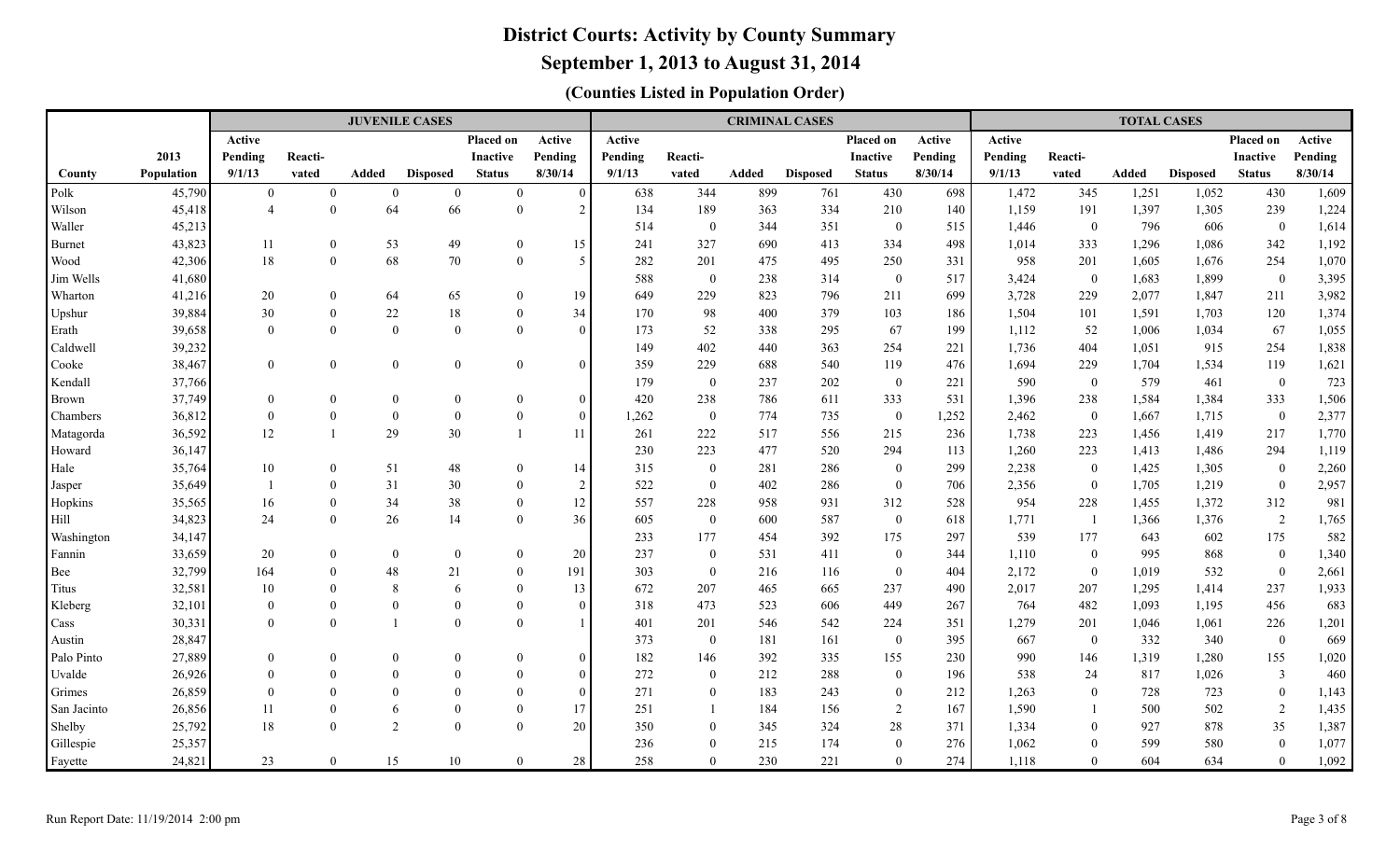# District Courts: Activity by County Summary

## September 1, 2013 to August 31, 2014

### (Counties Listed in Population Order)

| | | JUVENILE CASES | | | | | | CRIMINAL CASES | | | | | | TOTAL CASES | | | | | |
|---|---|---|---|---|---|---|---|---|---|---|---|---|---|---|---|---|---|---|---|
| County | 2013 Population | Active Pending 9/1/13 | Reacti-vated | Added | Disposed | Placed on Inactive Status | Active Pending 8/30/14 | Active Pending 9/1/13 | Reacti-vated | Added | Disposed | Placed on Inactive Status | Active Pending 8/30/14 | Active Pending 9/1/13 | Reacti-vated | Added | Disposed | Placed on Inactive Status | Active Pending 8/30/14 |
| Polk | 45,790 | 0 | 0 | 0 | 0 | 0 | 0 | 638 | 344 | 899 | 761 | 430 | 698 | 1,472 | 345 | 1,251 | 1,052 | 430 | 1,609 |
| Wilson | 45,418 | 4 | 0 | 64 | 66 | 0 | 2 | 134 | 189 | 363 | 334 | 210 | 140 | 1,159 | 191 | 1,397 | 1,305 | 239 | 1,224 |
| Waller | 45,213 | | | | | | | 514 | 0 | 344 | 351 | 0 | 515 | 1,446 | 0 | 796 | 606 | 0 | 1,614 |
| Burnet | 43,823 | 11 | 0 | 53 | 49 | 0 | 15 | 241 | 327 | 690 | 413 | 334 | 498 | 1,014 | 333 | 1,296 | 1,086 | 342 | 1,192 |
| Wood | 42,306 | 18 | 0 | 68 | 70 | 0 | 5 | 282 | 201 | 475 | 495 | 250 | 331 | 958 | 201 | 1,605 | 1,676 | 254 | 1,070 |
| Jim Wells | 41,680 | | | | | | | 588 | 0 | 238 | 314 | 0 | 517 | 3,424 | 0 | 1,683 | 1,899 | 0 | 3,395 |
| Wharton | 41,216 | 20 | 0 | 64 | 65 | 0 | 19 | 649 | 229 | 823 | 796 | 211 | 699 | 3,728 | 229 | 2,077 | 1,847 | 211 | 3,982 |
| Upshur | 39,884 | 30 | 0 | 22 | 18 | 0 | 34 | 170 | 98 | 400 | 379 | 103 | 186 | 1,504 | 101 | 1,591 | 1,703 | 120 | 1,374 |
| Erath | 39,658 | 0 | 0 | 0 | 0 | 0 | 0 | 173 | 52 | 338 | 295 | 67 | 199 | 1,112 | 52 | 1,006 | 1,034 | 67 | 1,055 |
| Caldwell | 39,232 | | | | | | | 149 | 402 | 440 | 363 | 254 | 221 | 1,736 | 404 | 1,051 | 915 | 254 | 1,838 |
| Cooke | 38,467 | 0 | 0 | 0 | 0 | 0 | 0 | 359 | 229 | 688 | 540 | 119 | 476 | 1,694 | 229 | 1,704 | 1,534 | 119 | 1,621 |
| Kendall | 37,766 | | | | | | | 179 | 0 | 237 | 202 | 0 | 221 | 590 | 0 | 579 | 461 | 0 | 723 |
| Brown | 37,749 | 0 | 0 | 0 | 0 | 0 | 0 | 420 | 238 | 786 | 611 | 333 | 531 | 1,396 | 238 | 1,584 | 1,384 | 333 | 1,506 |
| Chambers | 36,812 | 0 | 0 | 0 | 0 | 0 | 0 | 1,262 | 0 | 774 | 735 | 0 | 1,252 | 2,462 | 0 | 1,667 | 1,715 | 0 | 2,377 |
| Matagorda | 36,592 | 12 | 1 | 29 | 30 | 1 | 11 | 261 | 222 | 517 | 556 | 215 | 236 | 1,738 | 223 | 1,456 | 1,419 | 217 | 1,770 |
| Howard | 36,147 | | | | | | | 230 | 223 | 477 | 520 | 294 | 113 | 1,260 | 223 | 1,413 | 1,486 | 294 | 1,119 |
| Hale | 35,764 | 10 | 0 | 51 | 48 | 0 | 14 | 315 | 0 | 281 | 286 | 0 | 299 | 2,238 | 0 | 1,425 | 1,305 | 0 | 2,260 |
| Jasper | 35,649 | 1 | 0 | 31 | 30 | 0 | 2 | 522 | 0 | 402 | 286 | 0 | 706 | 2,356 | 0 | 1,705 | 1,219 | 0 | 2,957 |
| Hopkins | 35,565 | 16 | 0 | 34 | 38 | 0 | 12 | 557 | 228 | 958 | 931 | 312 | 528 | 954 | 228 | 1,455 | 1,372 | 312 | 981 |
| Hill | 34,823 | 24 | 0 | 26 | 14 | 0 | 36 | 605 | 0 | 600 | 587 | 0 | 618 | 1,771 | 1 | 1,366 | 1,376 | 2 | 1,765 |
| Washington | 34,147 | | | | | | | 233 | 177 | 454 | 392 | 175 | 297 | 539 | 177 | 643 | 602 | 175 | 582 |
| Fannin | 33,659 | 20 | 0 | 0 | 0 | 0 | 20 | 237 | 0 | 531 | 411 | 0 | 344 | 1,110 | 0 | 995 | 868 | 0 | 1,340 |
| Bee | 32,799 | 164 | 0 | 48 | 21 | 0 | 191 | 303 | 0 | 216 | 116 | 0 | 404 | 2,172 | 0 | 1,019 | 532 | 0 | 2,661 |
| Titus | 32,581 | 10 | 0 | 8 | 6 | 0 | 13 | 672 | 207 | 465 | 665 | 237 | 490 | 2,017 | 207 | 1,295 | 1,414 | 237 | 1,933 |
| Kleberg | 32,101 | 0 | 0 | 0 | 0 | 0 | 0 | 318 | 473 | 523 | 606 | 449 | 267 | 764 | 482 | 1,093 | 1,195 | 456 | 683 |
| Cass | 30,331 | 0 | 0 | 1 | 0 | 0 | 1 | 401 | 201 | 546 | 542 | 224 | 351 | 1,279 | 201 | 1,046 | 1,061 | 226 | 1,201 |
| Austin | 28,847 | | | | | | | 373 | 0 | 181 | 161 | 0 | 395 | 667 | 0 | 332 | 340 | 0 | 669 |
| Palo Pinto | 27,889 | 0 | 0 | 0 | 0 | 0 | 0 | 182 | 146 | 392 | 335 | 155 | 230 | 990 | 146 | 1,319 | 1,280 | 155 | 1,020 |
| Uvalde | 26,926 | 0 | 0 | 0 | 0 | 0 | 0 | 272 | 0 | 212 | 288 | 0 | 196 | 538 | 24 | 817 | 1,026 | 3 | 460 |
| Grimes | 26,859 | 0 | 0 | 0 | 0 | 0 | 0 | 271 | 0 | 183 | 243 | 0 | 212 | 1,263 | 0 | 728 | 723 | 0 | 1,143 |
| San Jacinto | 26,856 | 11 | 0 | 6 | 0 | 0 | 17 | 251 | 1 | 184 | 156 | 2 | 167 | 1,590 | 1 | 500 | 502 | 2 | 1,435 |
| Shelby | 25,792 | 18 | 0 | 2 | 0 | 0 | 20 | 350 | 0 | 345 | 324 | 28 | 371 | 1,334 | 0 | 927 | 878 | 35 | 1,387 |
| Gillespie | 25,357 | | | | | | | 236 | 0 | 215 | 174 | 0 | 276 | 1,062 | 0 | 599 | 580 | 0 | 1,077 |
| Fayette | 24,821 | 23 | 0 | 15 | 10 | 0 | 28 | 258 | 0 | 230 | 221 | 0 | 274 | 1,118 | 0 | 604 | 634 | 0 | 1,092 |

Run Report Date: 11/19/2014 2:00 pm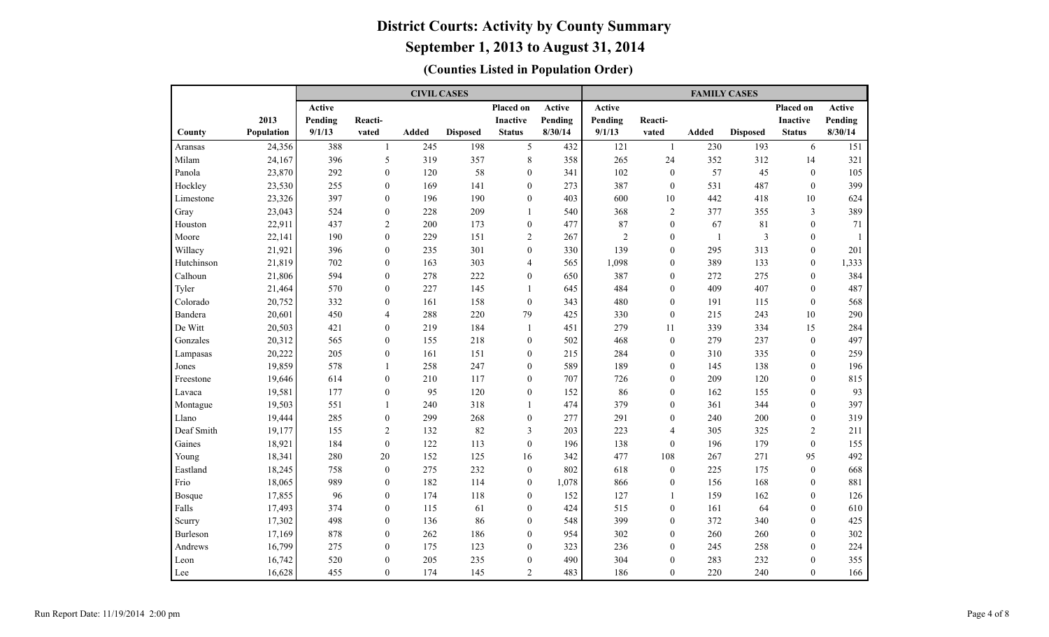# District Courts: Activity by County Summary

## September 1, 2013 to August 31, 2014

### (Counties Listed in Population Order)

| | | CIVIL CASES | | | | | | FAMILY CASES | | | | | |
|---|---|---|---|---|---|---|---|---|---|---|---|---|---|
| County | 2013 Population | Active Pending 9/1/13 | Reacti-vated | Added | Disposed | Placed on Inactive Status | Active Pending 8/30/14 | Active Pending 9/1/13 | Reacti-vated | Added | Disposed | Placed on Inactive Status | Active Pending 8/30/14 |
| Aransas | 24,356 | 388 | 1 | 245 | 198 | 5 | 432 | 121 | 1 | 230 | 193 | 6 | 151 |
| Milam | 24,167 | 396 | 5 | 319 | 357 | 8 | 358 | 265 | 24 | 352 | 312 | 14 | 321 |
| Panola | 23,870 | 292 | 0 | 120 | 58 | 0 | 341 | 102 | 0 | 57 | 45 | 0 | 105 |
| Hockley | 23,530 | 255 | 0 | 169 | 141 | 0 | 273 | 387 | 0 | 531 | 487 | 0 | 399 |
| Limestone | 23,326 | 397 | 0 | 196 | 190 | 0 | 403 | 600 | 10 | 442 | 418 | 10 | 624 |
| Gray | 23,043 | 524 | 0 | 228 | 209 | 1 | 540 | 368 | 2 | 377 | 355 | 3 | 389 |
| Houston | 22,911 | 437 | 2 | 200 | 173 | 0 | 477 | 87 | 0 | 67 | 81 | 0 | 71 |
| Moore | 22,141 | 190 | 0 | 229 | 151 | 2 | 267 | 2 | 0 | 1 | 3 | 0 | 1 |
| Willacy | 21,921 | 396 | 0 | 235 | 301 | 0 | 330 | 139 | 0 | 295 | 313 | 0 | 201 |
| Hutchinson | 21,819 | 702 | 0 | 163 | 303 | 4 | 565 | 1,098 | 0 | 389 | 133 | 0 | 1,333 |
| Calhoun | 21,806 | 594 | 0 | 278 | 222 | 0 | 650 | 387 | 0 | 272 | 275 | 0 | 384 |
| Tyler | 21,464 | 570 | 0 | 227 | 145 | 1 | 645 | 484 | 0 | 409 | 407 | 0 | 487 |
| Colorado | 20,752 | 332 | 0 | 161 | 158 | 0 | 343 | 480 | 0 | 191 | 115 | 0 | 568 |
| Bandera | 20,601 | 450 | 4 | 288 | 220 | 79 | 425 | 330 | 0 | 215 | 243 | 10 | 290 |
| De Witt | 20,503 | 421 | 0 | 219 | 184 | 1 | 451 | 279 | 11 | 339 | 334 | 15 | 284 |
| Gonzales | 20,312 | 565 | 0 | 155 | 218 | 0 | 502 | 468 | 0 | 279 | 237 | 0 | 497 |
| Lampasas | 20,222 | 205 | 0 | 161 | 151 | 0 | 215 | 284 | 0 | 310 | 335 | 0 | 259 |
| Jones | 19,859 | 578 | 1 | 258 | 247 | 0 | 589 | 189 | 0 | 145 | 138 | 0 | 196 |
| Freestone | 19,646 | 614 | 0 | 210 | 117 | 0 | 707 | 726 | 0 | 209 | 120 | 0 | 815 |
| Lavaca | 19,581 | 177 | 0 | 95 | 120 | 0 | 152 | 86 | 0 | 162 | 155 | 0 | 93 |
| Montague | 19,503 | 551 | 1 | 240 | 318 | 1 | 474 | 379 | 0 | 361 | 344 | 0 | 397 |
| Llano | 19,444 | 285 | 0 | 299 | 268 | 0 | 277 | 291 | 0 | 240 | 200 | 0 | 319 |
| Deaf Smith | 19,177 | 155 | 2 | 132 | 82 | 3 | 203 | 223 | 4 | 305 | 325 | 2 | 211 |
| Gaines | 18,921 | 184 | 0 | 122 | 113 | 0 | 196 | 138 | 0 | 196 | 179 | 0 | 155 |
| Young | 18,341 | 280 | 20 | 152 | 125 | 16 | 342 | 477 | 108 | 267 | 271 | 95 | 492 |
| Eastland | 18,245 | 758 | 0 | 275 | 232 | 0 | 802 | 618 | 0 | 225 | 175 | 0 | 668 |
| Frio | 18,065 | 989 | 0 | 182 | 114 | 0 | 1,078 | 866 | 0 | 156 | 168 | 0 | 881 |
| Bosque | 17,855 | 96 | 0 | 174 | 118 | 0 | 152 | 127 | 1 | 159 | 162 | 0 | 126 |
| Falls | 17,493 | 374 | 0 | 115 | 61 | 0 | 424 | 515 | 0 | 161 | 64 | 0 | 610 |
| Scurry | 17,302 | 498 | 0 | 136 | 86 | 0 | 548 | 399 | 0 | 372 | 340 | 0 | 425 |
| Burleson | 17,169 | 878 | 0 | 262 | 186 | 0 | 954 | 302 | 0 | 260 | 260 | 0 | 302 |
| Andrews | 16,799 | 275 | 0 | 175 | 123 | 0 | 323 | 236 | 0 | 245 | 258 | 0 | 224 |
| Leon | 16,742 | 520 | 0 | 205 | 235 | 0 | 490 | 304 | 0 | 283 | 232 | 0 | 355 |
| Lee | 16,628 | 455 | 0 | 174 | 145 | 2 | 483 | 186 | 0 | 220 | 240 | 0 | 166 |

Run Report Date: 11/19/2014 2:00 pm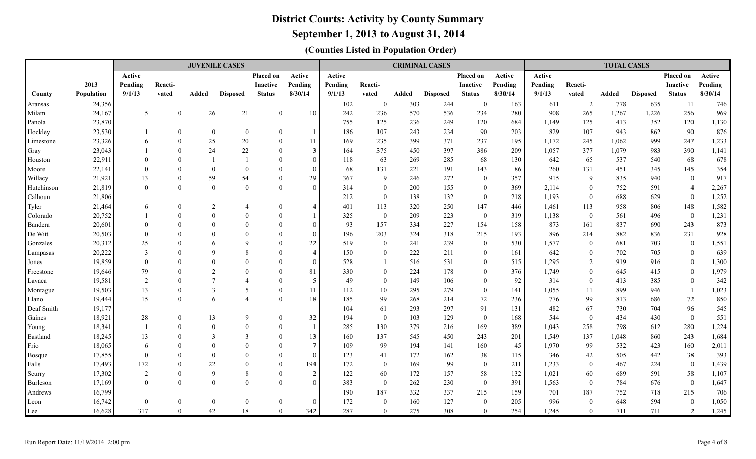# District Courts: Activity by County Summary

## September 1, 2013 to August 31, 2014

### (Counties Listed in Population Order)

| | | JUVENILE CASES | | | | | | CRIMINAL CASES | | | | | | TOTAL CASES | | | | | |
|---|---|---|---|---|---|---|---|---|---|---|---|---|---|---|---|---|---|---|---|
| County | 2013 Population | Active Pending 9/1/13 | Reacti-vated | Added | Disposed | Placed on Inactive Status | Active Pending 8/30/14 | Active Pending 9/1/13 | Reacti-vated | Added | Disposed | Placed on Inactive Status | Active Pending 8/30/14 | Active Pending 9/1/13 | Reacti-vated | Added | Disposed | Placed on Inactive Status | Active Pending 8/30/14 |
| Aransas | 24,356 | | | | | | | 102 | 0 | 303 | 244 | 0 | 163 | 611 | 2 | 778 | 635 | 11 | 746 |
| Milam | 24,167 | 5 | 0 | 26 | 21 | 0 | 10 | 242 | 236 | 570 | 536 | 234 | 280 | 908 | 265 | 1,267 | 1,226 | 256 | 969 |
| Panola | 23,870 | | | | | | | 755 | 125 | 236 | 249 | 120 | 684 | 1,149 | 125 | 413 | 352 | 120 | 1,130 |
| Hockley | 23,530 | 1 | 0 | 0 | 0 | 0 | 1 | 186 | 107 | 243 | 234 | 90 | 203 | 829 | 107 | 943 | 862 | 90 | 876 |
| Limestone | 23,326 | 6 | 0 | 25 | 20 | 0 | 11 | 169 | 235 | 399 | 371 | 237 | 195 | 1,172 | 245 | 1,062 | 999 | 247 | 1,233 |
| Gray | 23,043 | 1 | 0 | 24 | 22 | 0 | 3 | 164 | 375 | 450 | 397 | 386 | 209 | 1,057 | 377 | 1,079 | 983 | 390 | 1,141 |
| Houston | 22,911 | 0 | 0 | 1 | 1 | 0 | 0 | 118 | 63 | 269 | 285 | 68 | 130 | 642 | 65 | 537 | 540 | 68 | 678 |
| Moore | 22,141 | 0 | 0 | 0 | 0 | 0 | 0 | 68 | 131 | 221 | 191 | 143 | 86 | 260 | 131 | 451 | 345 | 145 | 354 |
| Willacy | 21,921 | 13 | 0 | 59 | 54 | 0 | 29 | 367 | 9 | 246 | 272 | 0 | 357 | 915 | 9 | 835 | 940 | 0 | 917 |
| Hutchinson | 21,819 | 0 | 0 | 0 | 0 | 0 | 0 | 314 | 0 | 200 | 155 | 0 | 369 | 2,114 | 0 | 752 | 591 | 4 | 2,267 |
| Calhoun | 21,806 | | | | | | | 212 | 0 | 138 | 132 | 0 | 218 | 1,193 | 0 | 688 | 629 | 0 | 1,252 |
| Tyler | 21,464 | 6 | 0 | 2 | 4 | 0 | 4 | 401 | 113 | 320 | 250 | 147 | 446 | 1,461 | 113 | 958 | 806 | 148 | 1,582 |
| Colorado | 20,752 | 1 | 0 | 0 | 0 | 0 | 1 | 325 | 0 | 209 | 223 | 0 | 319 | 1,138 | 0 | 561 | 496 | 0 | 1,231 |
| Bandera | 20,601 | 0 | 0 | 0 | 0 | 0 | 0 | 93 | 157 | 334 | 227 | 154 | 158 | 873 | 161 | 837 | 690 | 243 | 873 |
| De Witt | 20,503 | 0 | 0 | 0 | 0 | 0 | 0 | 196 | 203 | 324 | 318 | 215 | 193 | 896 | 214 | 882 | 836 | 231 | 928 |
| Gonzales | 20,312 | 25 | 0 | 6 | 9 | 0 | 22 | 519 | 0 | 241 | 239 | 0 | 530 | 1,577 | 0 | 681 | 703 | 0 | 1,551 |
| Lampasas | 20,222 | 3 | 0 | 9 | 8 | 0 | 4 | 150 | 0 | 222 | 211 | 0 | 161 | 642 | 0 | 702 | 705 | 0 | 639 |
| Jones | 19,859 | 0 | 0 | 0 | 0 | 0 | 0 | 528 | 1 | 516 | 531 | 0 | 515 | 1,295 | 2 | 919 | 916 | 0 | 1,300 |
| Freestone | 19,646 | 79 | 0 | 2 | 0 | 0 | 81 | 330 | 0 | 224 | 178 | 0 | 376 | 1,749 | 0 | 645 | 415 | 0 | 1,979 |
| Lavaca | 19,581 | 2 | 0 | 7 | 4 | 0 | 5 | 49 | 0 | 149 | 106 | 0 | 92 | 314 | 0 | 413 | 385 | 0 | 342 |
| Montague | 19,503 | 13 | 0 | 3 | 5 | 0 | 11 | 112 | 10 | 295 | 279 | 0 | 141 | 1,055 | 11 | 899 | 946 | 1 | 1,023 |
| Llano | 19,444 | 15 | 0 | 6 | 4 | 0 | 18 | 185 | 99 | 268 | 214 | 72 | 236 | 776 | 99 | 813 | 686 | 72 | 850 |
| Deaf Smith | 19,177 | | | | | | | 104 | 61 | 293 | 297 | 91 | 131 | 482 | 67 | 730 | 704 | 96 | 545 |
| Gaines | 18,921 | 28 | 0 | 13 | 9 | 0 | 32 | 194 | 0 | 103 | 129 | 0 | 168 | 544 | 0 | 434 | 430 | 0 | 551 |
| Young | 18,341 | 1 | 0 | 0 | 0 | 0 | 1 | 285 | 130 | 379 | 216 | 169 | 389 | 1,043 | 258 | 798 | 612 | 280 | 1,224 |
| Eastland | 18,245 | 13 | 0 | 3 | 3 | 0 | 13 | 160 | 137 | 545 | 450 | 243 | 201 | 1,549 | 137 | 1,048 | 860 | 243 | 1,684 |
| Frio | 18,065 | 6 | 0 | 0 | 0 | 0 | 7 | 109 | 99 | 194 | 141 | 160 | 45 | 1,970 | 99 | 532 | 423 | 160 | 2,011 |
| Bosque | 17,855 | 0 | 0 | 0 | 0 | 0 | 0 | 123 | 41 | 172 | 162 | 38 | 115 | 346 | 42 | 505 | 442 | 38 | 393 |
| Falls | 17,493 | 172 | 0 | 22 | 0 | 0 | 194 | 172 | 0 | 169 | 99 | 0 | 211 | 1,233 | 0 | 467 | 224 | 0 | 1,439 |
| Scurry | 17,302 | 2 | 0 | 9 | 8 | 0 | 2 | 122 | 60 | 172 | 157 | 58 | 132 | 1,021 | 60 | 689 | 591 | 58 | 1,107 |
| Burleson | 17,169 | 0 | 0 | 0 | 0 | 0 | 0 | 383 | 0 | 262 | 230 | 0 | 391 | 1,563 | 0 | 784 | 676 | 0 | 1,647 |
| Andrews | 16,799 | | | | | | | 190 | 187 | 332 | 337 | 215 | 159 | 701 | 187 | 752 | 718 | 215 | 706 |
| Leon | 16,742 | 0 | 0 | 0 | 0 | 0 | 0 | 172 | 0 | 160 | 127 | 0 | 205 | 996 | 0 | 648 | 594 | 0 | 1,050 |
| Lee | 16,628 | 317 | 0 | 42 | 18 | 0 | 342 | 287 | 0 | 275 | 308 | 0 | 254 | 1,245 | 0 | 711 | 711 | 2 | 1,245 |

Run Report Date: 11/19/2014 2:00 pm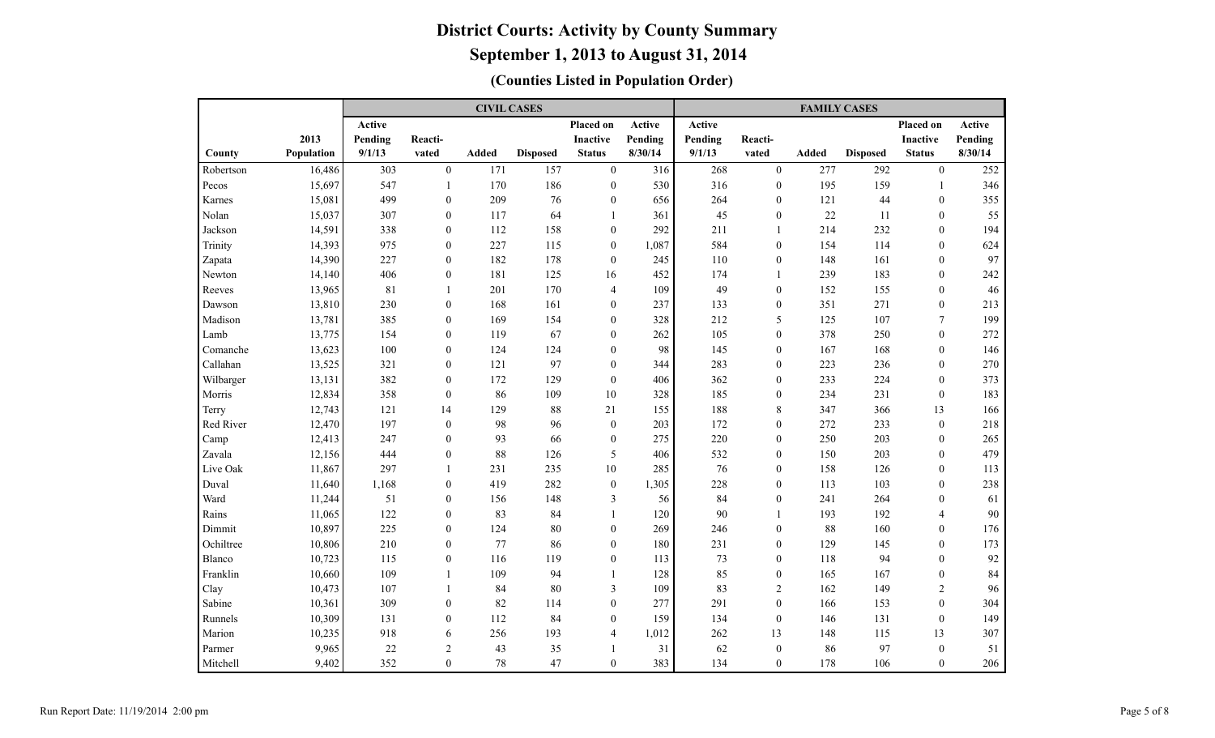# District Courts: Activity by County Summary

## September 1, 2013 to August 31, 2014

### (Counties Listed in Population Order)

| | | CIVIL CASES | | | | | | FAMILY CASES | | | | | |
|---|---|---|---|---|---|---|---|---|---|---|---|---|---|
| County | 2013 Population | Active Pending 9/1/13 | Reacti-vated | Added | Disposed | Placed on Inactive Status | Active Pending 8/30/14 | Active Pending 9/1/13 | Reacti-vated | Added | Disposed | Placed on Inactive Status | Active Pending 8/30/14 |
| Robertson | 16,486 | 303 | 0 | 171 | 157 | 0 | 316 | 268 | 0 | 277 | 292 | 0 | 252 |
| Pecos | 15,697 | 547 | 1 | 170 | 186 | 0 | 530 | 316 | 0 | 195 | 159 | 1 | 346 |
| Karnes | 15,081 | 499 | 0 | 209 | 76 | 0 | 656 | 264 | 0 | 121 | 44 | 0 | 355 |
| Nolan | 15,037 | 307 | 0 | 117 | 64 | 1 | 361 | 45 | 0 | 22 | 11 | 0 | 55 |
| Jackson | 14,591 | 338 | 0 | 112 | 158 | 0 | 292 | 211 | 1 | 214 | 232 | 0 | 194 |
| Trinity | 14,393 | 975 | 0 | 227 | 115 | 0 | 1,087 | 584 | 0 | 154 | 114 | 0 | 624 |
| Zapata | 14,390 | 227 | 0 | 182 | 178 | 0 | 245 | 110 | 0 | 148 | 161 | 0 | 97 |
| Newton | 14,140 | 406 | 0 | 181 | 125 | 16 | 452 | 174 | 1 | 239 | 183 | 0 | 242 |
| Reeves | 13,965 | 81 | 1 | 201 | 170 | 4 | 109 | 49 | 0 | 152 | 155 | 0 | 46 |
| Dawson | 13,810 | 230 | 0 | 168 | 161 | 0 | 237 | 133 | 0 | 351 | 271 | 0 | 213 |
| Madison | 13,781 | 385 | 0 | 169 | 154 | 0 | 328 | 212 | 5 | 125 | 107 | 7 | 199 |
| Lamb | 13,775 | 154 | 0 | 119 | 67 | 0 | 262 | 105 | 0 | 378 | 250 | 0 | 272 |
| Comanche | 13,623 | 100 | 0 | 124 | 124 | 0 | 98 | 145 | 0 | 167 | 168 | 0 | 146 |
| Callahan | 13,525 | 321 | 0 | 121 | 97 | 0 | 344 | 283 | 0 | 223 | 236 | 0 | 270 |
| Wilbarger | 13,131 | 382 | 0 | 172 | 129 | 0 | 406 | 362 | 0 | 233 | 224 | 0 | 373 |
| Morris | 12,834 | 358 | 0 | 86 | 109 | 10 | 328 | 185 | 0 | 234 | 231 | 0 | 183 |
| Terry | 12,743 | 121 | 14 | 129 | 88 | 21 | 155 | 188 | 8 | 347 | 366 | 13 | 166 |
| Red River | 12,470 | 197 | 0 | 98 | 96 | 0 | 203 | 172 | 0 | 272 | 233 | 0 | 218 |
| Camp | 12,413 | 247 | 0 | 93 | 66 | 0 | 275 | 220 | 0 | 250 | 203 | 0 | 265 |
| Zavala | 12,156 | 444 | 0 | 88 | 126 | 5 | 406 | 532 | 0 | 150 | 203 | 0 | 479 |
| Live Oak | 11,867 | 297 | 1 | 231 | 235 | 10 | 285 | 76 | 0 | 158 | 126 | 0 | 113 |
| Duval | 11,640 | 1,168 | 0 | 419 | 282 | 0 | 1,305 | 228 | 0 | 113 | 103 | 0 | 238 |
| Ward | 11,244 | 51 | 0 | 156 | 148 | 3 | 56 | 84 | 0 | 241 | 264 | 0 | 61 |
| Rains | 11,065 | 122 | 0 | 83 | 84 | 1 | 120 | 90 | 1 | 193 | 192 | 4 | 90 |
| Dimmit | 10,897 | 225 | 0 | 124 | 80 | 0 | 269 | 246 | 0 | 88 | 160 | 0 | 176 |
| Ochiltree | 10,806 | 210 | 0 | 77 | 86 | 0 | 180 | 231 | 0 | 129 | 145 | 0 | 173 |
| Blanco | 10,723 | 115 | 0 | 116 | 119 | 0 | 113 | 73 | 0 | 118 | 94 | 0 | 92 |
| Franklin | 10,660 | 109 | 1 | 109 | 94 | 1 | 128 | 85 | 0 | 165 | 167 | 0 | 84 |
| Clay | 10,473 | 107 | 1 | 84 | 80 | 3 | 109 | 83 | 2 | 162 | 149 | 2 | 96 |
| Sabine | 10,361 | 309 | 0 | 82 | 114 | 0 | 277 | 291 | 0 | 166 | 153 | 0 | 304 |
| Runnels | 10,309 | 131 | 0 | 112 | 84 | 0 | 159 | 134 | 0 | 146 | 131 | 0 | 149 |
| Marion | 10,235 | 918 | 6 | 256 | 193 | 4 | 1,012 | 262 | 13 | 148 | 115 | 13 | 307 |
| Parmer | 9,965 | 22 | 2 | 43 | 35 | 1 | 31 | 62 | 0 | 86 | 97 | 0 | 51 |
| Mitchell | 9,402 | 352 | 0 | 78 | 47 | 0 | 383 | 134 | 0 | 178 | 106 | 0 | 206 |

Run Report Date: 11/19/2014 2:00 pm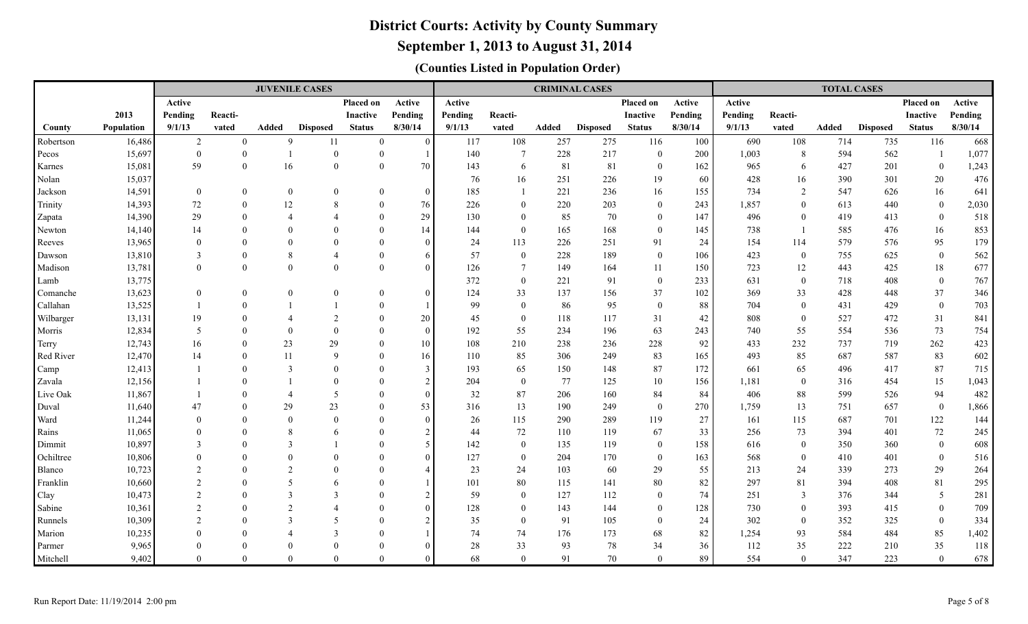# District Courts: Activity by County Summary

## September 1, 2013 to August 31, 2014

### (Counties Listed in Population Order)

| | | JUVENILE CASES | | | | | | CRIMINAL CASES | | | | | | TOTAL CASES | | | | | |
|---|---|---|---|---|---|---|---|---|---|---|---|---|---|---|---|---|---|---|---|
| County | 2013 Population | Active Pending 9/1/13 | Reacti-vated | Added | Disposed | Placed on Inactive Status | Active Pending 8/30/14 | Active Pending 9/1/13 | Reacti-vated | Added | Disposed | Placed on Inactive Status | Active Pending 8/30/14 | Active Pending 9/1/13 | Reacti-vated | Added | Disposed | Placed on Inactive Status | Active Pending 8/30/14 |
| Robertson | 16,486 | 2 | 0 | 9 | 11 | 0 | 0 | 117 | 108 | 257 | 275 | 116 | 100 | 690 | 108 | 714 | 735 | 116 | 668 |
| Pecos | 15,697 | 0 | 0 | 1 | 0 | 0 | 1 | 140 | 7 | 228 | 217 | 0 | 200 | 1,003 | 8 | 594 | 562 | 1 | 1,077 |
| Karnes | 15,081 | 59 | 0 | 16 | 0 | 0 | 70 | 143 | 6 | 81 | 81 | 0 | 162 | 965 | 6 | 427 | 201 | 0 | 1,243 |
| Nolan | 15,037 | | | | | | | 76 | 16 | 251 | 226 | 19 | 60 | 428 | 16 | 390 | 301 | 20 | 476 |
| Jackson | 14,591 | 0 | 0 | 0 | 0 | 0 | 0 | 185 | 1 | 221 | 236 | 16 | 155 | 734 | 2 | 547 | 626 | 16 | 641 |
| Trinity | 14,393 | 72 | 0 | 12 | 8 | 0 | 76 | 226 | 0 | 220 | 203 | 0 | 243 | 1,857 | 0 | 613 | 440 | 0 | 2,030 |
| Zapata | 14,390 | 29 | 0 | 4 | 4 | 0 | 29 | 130 | 0 | 85 | 70 | 0 | 147 | 496 | 0 | 419 | 413 | 0 | 518 |
| Newton | 14,140 | 14 | 0 | 0 | 0 | 0 | 14 | 144 | 0 | 165 | 168 | 0 | 145 | 738 | 1 | 585 | 476 | 16 | 853 |
| Reeves | 13,965 | 0 | 0 | 0 | 0 | 0 | 0 | 24 | 113 | 226 | 251 | 91 | 24 | 154 | 114 | 579 | 576 | 95 | 179 |
| Dawson | 13,810 | 3 | 0 | 8 | 4 | 0 | 6 | 57 | 0 | 228 | 189 | 0 | 106 | 423 | 0 | 755 | 625 | 0 | 562 |
| Madison | 13,781 | 0 | 0 | 0 | 0 | 0 | 0 | 126 | 7 | 149 | 164 | 11 | 150 | 723 | 12 | 443 | 425 | 18 | 677 |
| Lamb | 13,775 | | | | | | | 372 | 0 | 221 | 91 | 0 | 233 | 631 | 0 | 718 | 408 | 0 | 767 |
| Comanche | 13,623 | 0 | 0 | 0 | 0 | 0 | 0 | 124 | 33 | 137 | 156 | 37 | 102 | 369 | 33 | 428 | 448 | 37 | 346 |
| Callahan | 13,525 | 1 | 0 | 1 | 1 | 0 | 1 | 99 | 0 | 86 | 95 | 0 | 88 | 704 | 0 | 431 | 429 | 0 | 703 |
| Wilbarger | 13,131 | 19 | 0 | 4 | 2 | 0 | 20 | 45 | 0 | 118 | 117 | 31 | 42 | 808 | 0 | 527 | 472 | 31 | 841 |
| Morris | 12,834 | 5 | 0 | 0 | 0 | 0 | 0 | 192 | 55 | 234 | 196 | 63 | 243 | 740 | 55 | 554 | 536 | 73 | 754 |
| Terry | 12,743 | 16 | 0 | 23 | 29 | 0 | 10 | 108 | 210 | 238 | 236 | 228 | 92 | 433 | 232 | 737 | 719 | 262 | 423 |
| Red River | 12,470 | 14 | 0 | 11 | 9 | 0 | 16 | 110 | 85 | 306 | 249 | 83 | 165 | 493 | 85 | 687 | 587 | 83 | 602 |
| Camp | 12,413 | 1 | 0 | 3 | 0 | 0 | 3 | 193 | 65 | 150 | 148 | 87 | 172 | 661 | 65 | 496 | 417 | 87 | 715 |
| Zavala | 12,156 | 1 | 0 | 1 | 0 | 0 | 2 | 204 | 0 | 77 | 125 | 10 | 156 | 1,181 | 0 | 316 | 454 | 15 | 1,043 |
| Live Oak | 11,867 | 1 | 0 | 4 | 5 | 0 | 0 | 32 | 87 | 206 | 160 | 84 | 84 | 406 | 88 | 599 | 526 | 94 | 482 |
| Duval | 11,640 | 47 | 0 | 29 | 23 | 0 | 53 | 316 | 13 | 190 | 249 | 0 | 270 | 1,759 | 13 | 751 | 657 | 0 | 1,866 |
| Ward | 11,244 | 0 | 0 | 0 | 0 | 0 | 0 | 26 | 115 | 290 | 289 | 119 | 27 | 161 | 115 | 687 | 701 | 122 | 144 |
| Rains | 11,065 | 0 | 0 | 8 | 6 | 0 | 2 | 44 | 72 | 110 | 119 | 67 | 33 | 256 | 73 | 394 | 401 | 72 | 245 |
| Dimmit | 10,897 | 3 | 0 | 3 | 1 | 0 | 5 | 142 | 0 | 135 | 119 | 0 | 158 | 616 | 0 | 350 | 360 | 0 | 608 |
| Ochiltree | 10,806 | 0 | 0 | 0 | 0 | 0 | 0 | 127 | 0 | 204 | 170 | 0 | 163 | 568 | 0 | 410 | 401 | 0 | 516 |
| Blanco | 10,723 | 2 | 0 | 2 | 0 | 0 | 4 | 23 | 24 | 103 | 60 | 29 | 55 | 213 | 24 | 339 | 273 | 29 | 264 |
| Franklin | 10,660 | 2 | 0 | 5 | 6 | 0 | 1 | 101 | 80 | 115 | 141 | 80 | 82 | 297 | 81 | 394 | 408 | 81 | 295 |
| Clay | 10,473 | 2 | 0 | 3 | 3 | 0 | 2 | 59 | 0 | 127 | 112 | 0 | 74 | 251 | 3 | 376 | 344 | 5 | 281 |
| Sabine | 10,361 | 2 | 0 | 2 | 4 | 0 | 0 | 128 | 0 | 143 | 144 | 0 | 128 | 730 | 0 | 393 | 415 | 0 | 709 |
| Runnels | 10,309 | 2 | 0 | 3 | 5 | 0 | 2 | 35 | 0 | 91 | 105 | 0 | 24 | 302 | 0 | 352 | 325 | 0 | 334 |
| Marion | 10,235 | 0 | 0 | 4 | 3 | 0 | 1 | 74 | 74 | 176 | 173 | 68 | 82 | 1,254 | 93 | 584 | 484 | 85 | 1,402 |
| Parmer | 9,965 | 0 | 0 | 0 | 0 | 0 | 0 | 28 | 33 | 93 | 78 | 34 | 36 | 112 | 35 | 222 | 210 | 35 | 118 |
| Mitchell | 9,402 | 0 | 0 | 0 | 0 | 0 | 0 | 68 | 0 | 91 | 70 | 0 | 89 | 554 | 0 | 347 | 223 | 0 | 678 |

Run Report Date: 11/19/2014 2:00 pm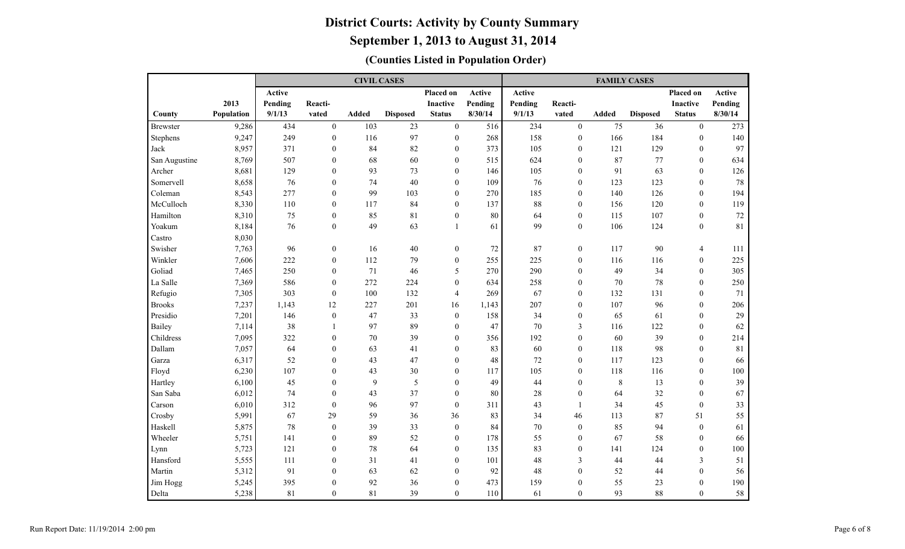# District Courts: Activity by County Summary

## September 1, 2013 to August 31, 2014

### (Counties Listed in Population Order)

| | | CIVIL CASES | | | | | | FAMILY CASES | | | | | |
|---|---|---|---|---|---|---|---|---|---|---|---|---|---|
| County | 2013 Population | Active Pending 9/1/13 | Reacti-vated | Added | Disposed | Placed on Inactive Status | Active Pending 8/30/14 | Active Pending 9/1/13 | Reacti-vated | Added | Disposed | Placed on Inactive Status | Active Pending 8/30/14 |
| Brewster | 9,286 | 434 | 0 | 103 | 23 | 0 | 516 | 234 | 0 | 75 | 36 | 0 | 273 |
| Stephens | 9,247 | 249 | 0 | 116 | 97 | 0 | 268 | 158 | 0 | 166 | 184 | 0 | 140 |
| Jack | 8,957 | 371 | 0 | 84 | 82 | 0 | 373 | 105 | 0 | 121 | 129 | 0 | 97 |
| San Augustine | 8,769 | 507 | 0 | 68 | 60 | 0 | 515 | 624 | 0 | 87 | 77 | 0 | 634 |
| Archer | 8,681 | 129 | 0 | 93 | 73 | 0 | 146 | 105 | 0 | 91 | 63 | 0 | 126 |
| Somervell | 8,658 | 76 | 0 | 74 | 40 | 0 | 109 | 76 | 0 | 123 | 123 | 0 | 78 |
| Coleman | 8,543 | 277 | 0 | 99 | 103 | 0 | 270 | 185 | 0 | 140 | 126 | 0 | 194 |
| McCulloch | 8,330 | 110 | 0 | 117 | 84 | 0 | 137 | 88 | 0 | 156 | 120 | 0 | 119 |
| Hamilton | 8,310 | 75 | 0 | 85 | 81 | 0 | 80 | 64 | 0 | 115 | 107 | 0 | 72 |
| Yoakum | 8,184 | 76 | 0 | 49 | 63 | 1 | 61 | 99 | 0 | 106 | 124 | 0 | 81 |
| Castro | 8,030 | | | | | | | | | | | | |
| Swisher | 7,763 | 96 | 0 | 16 | 40 | 0 | 72 | 87 | 0 | 117 | 90 | 4 | 111 |
| Winkler | 7,606 | 222 | 0 | 112 | 79 | 0 | 255 | 225 | 0 | 116 | 116 | 0 | 225 |
| Goliad | 7,465 | 250 | 0 | 71 | 46 | 5 | 270 | 290 | 0 | 49 | 34 | 0 | 305 |
| La Salle | 7,369 | 586 | 0 | 272 | 224 | 0 | 634 | 258 | 0 | 70 | 78 | 0 | 250 |
| Refugio | 7,305 | 303 | 0 | 100 | 132 | 4 | 269 | 67 | 0 | 132 | 131 | 0 | 71 |
| Brooks | 7,237 | 1,143 | 12 | 227 | 201 | 16 | 1,143 | 207 | 0 | 107 | 96 | 0 | 206 |
| Presidio | 7,201 | 146 | 0 | 47 | 33 | 0 | 158 | 34 | 0 | 65 | 61 | 0 | 29 |
| Bailey | 7,114 | 38 | 1 | 97 | 89 | 0 | 47 | 70 | 3 | 116 | 122 | 0 | 62 |
| Childress | 7,095 | 322 | 0 | 70 | 39 | 0 | 356 | 192 | 0 | 60 | 39 | 0 | 214 |
| Dallam | 7,057 | 64 | 0 | 63 | 41 | 0 | 83 | 60 | 0 | 118 | 98 | 0 | 81 |
| Garza | 6,317 | 52 | 0 | 43 | 47 | 0 | 48 | 72 | 0 | 117 | 123 | 0 | 66 |
| Floyd | 6,230 | 107 | 0 | 43 | 30 | 0 | 117 | 105 | 0 | 118 | 116 | 0 | 100 |
| Hartley | 6,100 | 45 | 0 | 9 | 5 | 0 | 49 | 44 | 0 | 8 | 13 | 0 | 39 |
| San Saba | 6,012 | 74 | 0 | 43 | 37 | 0 | 80 | 28 | 0 | 64 | 32 | 0 | 67 |
| Carson | 6,010 | 312 | 0 | 96 | 97 | 0 | 311 | 43 | 1 | 34 | 45 | 0 | 33 |
| Crosby | 5,991 | 67 | 29 | 59 | 36 | 36 | 83 | 34 | 46 | 113 | 87 | 51 | 55 |
| Haskell | 5,875 | 78 | 0 | 39 | 33 | 0 | 84 | 70 | 0 | 85 | 94 | 0 | 61 |
| Wheeler | 5,751 | 141 | 0 | 89 | 52 | 0 | 178 | 55 | 0 | 67 | 58 | 0 | 66 |
| Lynn | 5,723 | 121 | 0 | 78 | 64 | 0 | 135 | 83 | 0 | 141 | 124 | 0 | 100 |
| Hansford | 5,555 | 111 | 0 | 31 | 41 | 0 | 101 | 48 | 3 | 44 | 44 | 3 | 51 |
| Martin | 5,312 | 91 | 0 | 63 | 62 | 0 | 92 | 48 | 0 | 52 | 44 | 0 | 56 |
| Jim Hogg | 5,245 | 395 | 0 | 92 | 36 | 0 | 473 | 159 | 0 | 55 | 23 | 0 | 190 |
| Delta | 5,238 | 81 | 0 | 81 | 39 | 0 | 110 | 61 | 0 | 93 | 88 | 0 | 58 |

Run Report Date: 11/19/2014 2:00 pm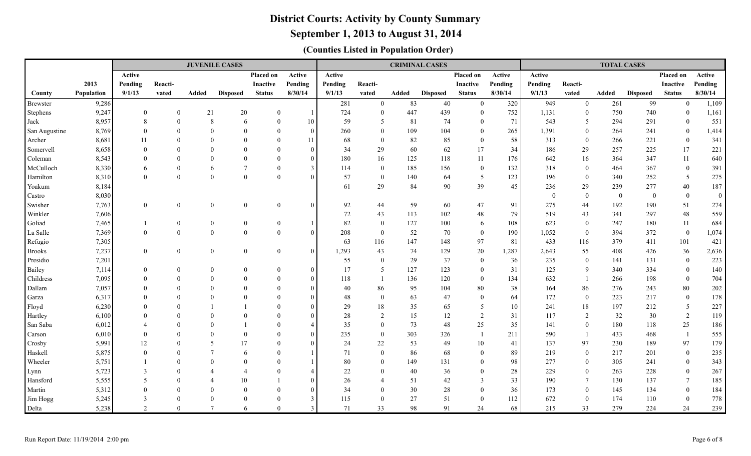# District Courts: Activity by County Summary

## September 1, 2013 to August 31, 2014

### (Counties Listed in Population Order)

| | | JUVENILE CASES | | | | | | CRIMINAL CASES | | | | | | TOTAL CASES | | | | | |
|---|---|---|---|---|---|---|---|---|---|---|---|---|---|---|---|---|---|---|---|
| County | 2013 Population | Active Pending 9/1/13 | Reacti-vated | Added | Disposed | Placed on Inactive Status | Active Pending 8/30/14 | Active Pending 9/1/13 | Reacti-vated | Added | Disposed | Placed on Inactive Status | Active Pending 8/30/14 | Active Pending 9/1/13 | Reacti-vated | Added | Disposed | Placed on Inactive Status | Active Pending 8/30/14 |
| Brewster | 9,286 | | | | | | | 281 | 0 | 83 | 40 | 0 | 320 | 949 | 0 | 261 | 99 | 0 | 1,109 |
| Stephens | 9,247 | 0 | 0 | 21 | 20 | 0 | 1 | 724 | 0 | 447 | 439 | 0 | 752 | 1,131 | 0 | 750 | 740 | 0 | 1,161 |
| Jack | 8,957 | 8 | 0 | 8 | 6 | 0 | 10 | 59 | 5 | 81 | 74 | 0 | 71 | 543 | 5 | 294 | 291 | 0 | 551 |
| San Augustine | 8,769 | 0 | 0 | 0 | 0 | 0 | 0 | 260 | 0 | 109 | 104 | 0 | 265 | 1,391 | 0 | 264 | 241 | 0 | 1,414 |
| Archer | 8,681 | 11 | 0 | 0 | 0 | 0 | 11 | 68 | 0 | 82 | 85 | 0 | 58 | 313 | 0 | 266 | 221 | 0 | 341 |
| Somervell | 8,658 | 0 | 0 | 0 | 0 | 0 | 0 | 34 | 29 | 60 | 62 | 17 | 34 | 186 | 29 | 257 | 225 | 17 | 221 |
| Coleman | 8,543 | 0 | 0 | 0 | 0 | 0 | 0 | 180 | 16 | 125 | 118 | 11 | 176 | 642 | 16 | 364 | 347 | 11 | 640 |
| McCulloch | 8,330 | 6 | 0 | 6 | 7 | 0 | 3 | 114 | 0 | 185 | 156 | 0 | 132 | 318 | 0 | 464 | 367 | 0 | 391 |
| Hamilton | 8,310 | 0 | 0 | 0 | 0 | 0 | 0 | 57 | 0 | 140 | 64 | 5 | 123 | 196 | 0 | 340 | 252 | 5 | 275 |
| Yoakum | 8,184 | | | | | | | 61 | 29 | 84 | 90 | 39 | 45 | 236 | 29 | 239 | 277 | 40 | 187 |
| Castro | 8,030 | | | | | | | | | | | | | 0 | 0 | 0 | 0 | 0 | 0 |
| Swisher | 7,763 | 0 | 0 | 0 | 0 | 0 | 0 | 92 | 44 | 59 | 60 | 47 | 91 | 275 | 44 | 192 | 190 | 51 | 274 |
| Winkler | 7,606 | | | | | | | 72 | 43 | 113 | 102 | 48 | 79 | 519 | 43 | 341 | 297 | 48 | 559 |
| Goliad | 7,465 | 1 | 0 | 0 | 0 | 0 | 1 | 82 | 0 | 127 | 100 | 6 | 108 | 623 | 0 | 247 | 180 | 11 | 684 |
| La Salle | 7,369 | 0 | 0 | 0 | 0 | 0 | 0 | 208 | 0 | 52 | 70 | 0 | 190 | 1,052 | 0 | 394 | 372 | 0 | 1,074 |
| Refugio | 7,305 | | | | | | | 63 | 116 | 147 | 148 | 97 | 81 | 433 | 116 | 379 | 411 | 101 | 421 |
| Brooks | 7,237 | 0 | 0 | 0 | 0 | 0 | 0 | 1,293 | 43 | 74 | 129 | 20 | 1,287 | 2,643 | 55 | 408 | 426 | 36 | 2,636 |
| Presidio | 7,201 | | | | | | | 55 | 0 | 29 | 37 | 0 | 36 | 235 | 0 | 141 | 131 | 0 | 223 |
| Bailey | 7,114 | 0 | 0 | 0 | 0 | 0 | 0 | 17 | 5 | 127 | 123 | 0 | 31 | 125 | 9 | 340 | 334 | 0 | 140 |
| Childress | 7,095 | 0 | 0 | 0 | 0 | 0 | 0 | 118 | 1 | 136 | 120 | 0 | 134 | 632 | 1 | 266 | 198 | 0 | 704 |
| Dallam | 7,057 | 0 | 0 | 0 | 0 | 0 | 0 | 40 | 86 | 95 | 104 | 80 | 38 | 164 | 86 | 276 | 243 | 80 | 202 |
| Garza | 6,317 | 0 | 0 | 0 | 0 | 0 | 0 | 48 | 0 | 63 | 47 | 0 | 64 | 172 | 0 | 223 | 217 | 0 | 178 |
| Floyd | 6,230 | 0 | 0 | 1 | 1 | 0 | 0 | 29 | 18 | 35 | 65 | 5 | 10 | 241 | 18 | 197 | 212 | 5 | 227 |
| Hartley | 6,100 | 0 | 0 | 0 | 0 | 0 | 0 | 28 | 2 | 15 | 12 | 2 | 31 | 117 | 2 | 32 | 30 | 2 | 119 |
| San Saba | 6,012 | 4 | 0 | 0 | 1 | 0 | 4 | 35 | 0 | 73 | 48 | 25 | 35 | 141 | 0 | 180 | 118 | 25 | 186 |
| Carson | 6,010 | 0 | 0 | 0 | 0 | 0 | 0 | 235 | 0 | 303 | 326 | 1 | 211 | 590 | 1 | 433 | 468 | 1 | 555 |
| Crosby | 5,991 | 12 | 0 | 5 | 17 | 0 | 0 | 24 | 22 | 53 | 49 | 10 | 41 | 137 | 97 | 230 | 189 | 97 | 179 |
| Haskell | 5,875 | 0 | 0 | 7 | 6 | 0 | 1 | 71 | 0 | 86 | 68 | 0 | 89 | 219 | 0 | 217 | 201 | 0 | 235 |
| Wheeler | 5,751 | 1 | 0 | 0 | 0 | 0 | 1 | 80 | 0 | 149 | 131 | 0 | 98 | 277 | 0 | 305 | 241 | 0 | 343 |
| Lynn | 5,723 | 3 | 0 | 4 | 4 | 0 | 4 | 22 | 0 | 40 | 36 | 0 | 28 | 229 | 0 | 263 | 228 | 0 | 267 |
| Hansford | 5,555 | 5 | 0 | 4 | 10 | 1 | 0 | 26 | 4 | 51 | 42 | 3 | 33 | 190 | 7 | 130 | 137 | 7 | 185 |
| Martin | 5,312 | 0 | 0 | 0 | 0 | 0 | 0 | 34 | 0 | 30 | 28 | 0 | 36 | 173 | 0 | 145 | 134 | 0 | 184 |
| Jim Hogg | 5,245 | 3 | 0 | 0 | 0 | 0 | 3 | 115 | 0 | 27 | 51 | 0 | 112 | 672 | 0 | 174 | 110 | 0 | 778 |
| Delta | 5,238 | 2 | 0 | 7 | 6 | 0 | 3 | 71 | 33 | 98 | 91 | 24 | 68 | 215 | 33 | 279 | 224 | 24 | 239 |

Run Report Date: 11/19/2014 2:00 pm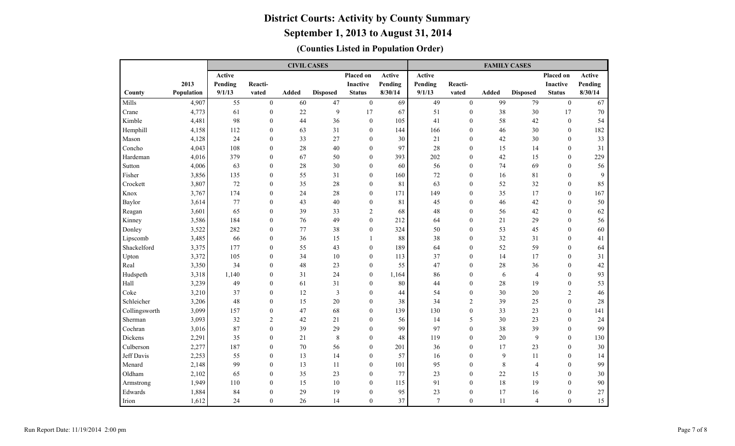# District Courts: Activity by County Summary

## September 1, 2013 to August 31, 2014

### (Counties Listed in Population Order)

| | | CIVIL CASES | | | | | | FAMILY CASES | | | | | |
|---|---|---|---|---|---|---|---|---|---|---|---|---|---|
| County | 2013 Population | Active Pending 9/1/13 | Reacti-vated | Added | Disposed | Placed on Inactive Status | Active Pending 8/30/14 | Active Pending 9/1/13 | Reacti-vated | Added | Disposed | Placed on Inactive Status | Active Pending 8/30/14 |
| Mills | 4,907 | 55 | 0 | 60 | 47 | 0 | 69 | 49 | 0 | 99 | 79 | 0 | 67 |
| Crane | 4,773 | 61 | 0 | 22 | 9 | 17 | 67 | 51 | 0 | 38 | 30 | 17 | 70 |
| Kimble | 4,481 | 98 | 0 | 44 | 36 | 0 | 105 | 41 | 0 | 58 | 42 | 0 | 54 |
| Hemphill | 4,158 | 112 | 0 | 63 | 31 | 0 | 144 | 166 | 0 | 46 | 30 | 0 | 182 |
| Mason | 4,128 | 24 | 0 | 33 | 27 | 0 | 30 | 21 | 0 | 42 | 30 | 0 | 33 |
| Concho | 4,043 | 108 | 0 | 28 | 40 | 0 | 97 | 28 | 0 | 15 | 14 | 0 | 31 |
| Hardeman | 4,016 | 379 | 0 | 67 | 50 | 0 | 393 | 202 | 0 | 42 | 15 | 0 | 229 |
| Sutton | 4,006 | 63 | 0 | 28 | 30 | 0 | 60 | 56 | 0 | 74 | 69 | 0 | 56 |
| Fisher | 3,856 | 135 | 0 | 55 | 31 | 0 | 160 | 72 | 0 | 16 | 81 | 0 | 9 |
| Crockett | 3,807 | 72 | 0 | 35 | 28 | 0 | 81 | 63 | 0 | 52 | 32 | 0 | 85 |
| Knox | 3,767 | 174 | 0 | 24 | 28 | 0 | 171 | 149 | 0 | 35 | 17 | 0 | 167 |
| Baylor | 3,614 | 77 | 0 | 43 | 40 | 0 | 81 | 45 | 0 | 46 | 42 | 0 | 50 |
| Reagan | 3,601 | 65 | 0 | 39 | 33 | 2 | 68 | 48 | 0 | 56 | 42 | 0 | 62 |
| Kinney | 3,586 | 184 | 0 | 76 | 49 | 0 | 212 | 64 | 0 | 21 | 29 | 0 | 56 |
| Donley | 3,522 | 282 | 0 | 77 | 38 | 0 | 324 | 50 | 0 | 53 | 45 | 0 | 60 |
| Lipscomb | 3,485 | 66 | 0 | 36 | 15 | 1 | 88 | 38 | 0 | 32 | 31 | 0 | 41 |
| Shackelford | 3,375 | 177 | 0 | 55 | 43 | 0 | 189 | 64 | 0 | 52 | 59 | 0 | 64 |
| Upton | 3,372 | 105 | 0 | 34 | 10 | 0 | 113 | 37 | 0 | 14 | 17 | 0 | 31 |
| Real | 3,350 | 34 | 0 | 48 | 23 | 0 | 55 | 47 | 0 | 28 | 36 | 0 | 42 |
| Hudspeth | 3,318 | 1,140 | 0 | 31 | 24 | 0 | 1,164 | 86 | 0 | 6 | 4 | 0 | 93 |
| Hall | 3,239 | 49 | 0 | 61 | 31 | 0 | 80 | 44 | 0 | 28 | 19 | 0 | 53 |
| Coke | 3,210 | 37 | 0 | 12 | 3 | 0 | 44 | 54 | 0 | 30 | 20 | 2 | 46 |
| Schleicher | 3,206 | 48 | 0 | 15 | 20 | 0 | 38 | 34 | 2 | 39 | 25 | 0 | 28 |
| Collingsworth | 3,099 | 157 | 0 | 47 | 68 | 0 | 139 | 130 | 0 | 33 | 23 | 0 | 141 |
| Sherman | 3,093 | 32 | 2 | 42 | 21 | 0 | 56 | 14 | 5 | 30 | 23 | 0 | 24 |
| Cochran | 3,016 | 87 | 0 | 39 | 29 | 0 | 99 | 97 | 0 | 38 | 39 | 0 | 99 |
| Dickens | 2,291 | 35 | 0 | 21 | 8 | 0 | 48 | 119 | 0 | 20 | 9 | 0 | 130 |
| Culberson | 2,277 | 187 | 0 | 70 | 56 | 0 | 201 | 36 | 0 | 17 | 23 | 0 | 30 |
| Jeff Davis | 2,253 | 55 | 0 | 13 | 14 | 0 | 57 | 16 | 0 | 9 | 11 | 0 | 14 |
| Menard | 2,148 | 99 | 0 | 13 | 11 | 0 | 101 | 95 | 0 | 8 | 4 | 0 | 99 |
| Oldham | 2,102 | 65 | 0 | 35 | 23 | 0 | 77 | 23 | 0 | 22 | 15 | 0 | 30 |
| Armstrong | 1,949 | 110 | 0 | 15 | 10 | 0 | 115 | 91 | 0 | 18 | 19 | 0 | 90 |
| Edwards | 1,884 | 84 | 0 | 29 | 19 | 0 | 95 | 23 | 0 | 17 | 16 | 0 | 27 |
| Irion | 1,612 | 24 | 0 | 26 | 14 | 0 | 37 | 7 | 0 | 11 | 4 | 0 | 15 |

Run Report Date: 11/19/2014 2:00 pm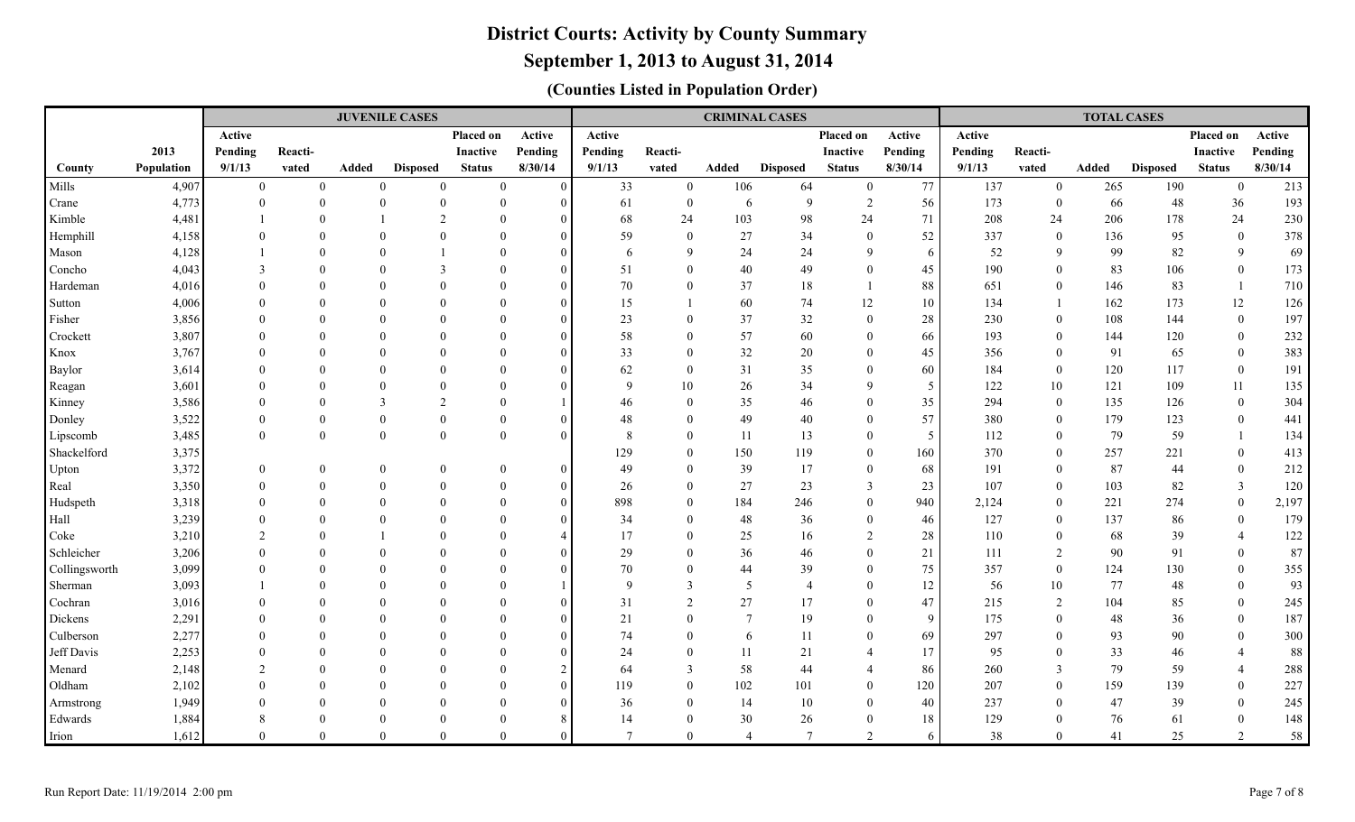# District Courts: Activity by County Summary

## September 1, 2013 to August 31, 2014

### (Counties Listed in Population Order)

| | | JUVENILE CASES | | | | | | CRIMINAL CASES | | | | | | TOTAL CASES | | | | | |
|---|---|---|---|---|---|---|---|---|---|---|---|---|---|---|---|---|---|---|---|
| County | 2013 Population | Active Pending 9/1/13 | Reacti-vated | Added | Disposed | Placed on Inactive Status | Active Pending 8/30/14 | Active Pending 9/1/13 | Reacti-vated | Added | Disposed | Placed on Inactive Status | Active Pending 8/30/14 | Active Pending 9/1/13 | Reacti-vated | Added | Disposed | Placed on Inactive Status | Active Pending 8/30/14 |
| Mills | 4,907 | 0 | 0 | 0 | 0 | 0 | 0 | 33 | 0 | 106 | 64 | 0 | 77 | 137 | 0 | 265 | 190 | 0 | 213 |
| Crane | 4,773 | 0 | 0 | 0 | 0 | 0 | 0 | 61 | 0 | 6 | 9 | 2 | 56 | 173 | 0 | 66 | 48 | 36 | 193 |
| Kimble | 4,481 | 1 | 0 | 1 | 2 | 0 | 0 | 68 | 24 | 103 | 98 | 24 | 71 | 208 | 24 | 206 | 178 | 24 | 230 |
| Hemphill | 4,158 | 0 | 0 | 0 | 0 | 0 | 0 | 59 | 0 | 27 | 34 | 0 | 52 | 337 | 0 | 136 | 95 | 0 | 378 |
| Mason | 4,128 | 1 | 0 | 0 | 1 | 0 | 0 | 6 | 9 | 24 | 24 | 9 | 6 | 52 | 9 | 99 | 82 | 9 | 69 |
| Concho | 4,043 | 3 | 0 | 0 | 3 | 0 | 0 | 51 | 0 | 40 | 49 | 0 | 45 | 190 | 0 | 83 | 106 | 0 | 173 |
| Hardeman | 4,016 | 0 | 0 | 0 | 0 | 0 | 0 | 70 | 0 | 37 | 18 | 1 | 88 | 651 | 0 | 146 | 83 | 1 | 710 |
| Sutton | 4,006 | 0 | 0 | 0 | 0 | 0 | 0 | 15 | 1 | 60 | 74 | 12 | 10 | 134 | 1 | 162 | 173 | 12 | 126 |
| Fisher | 3,856 | 0 | 0 | 0 | 0 | 0 | 0 | 23 | 0 | 37 | 32 | 0 | 28 | 230 | 0 | 108 | 144 | 0 | 197 |
| Crockett | 3,807 | 0 | 0 | 0 | 0 | 0 | 0 | 58 | 0 | 57 | 60 | 0 | 66 | 193 | 0 | 144 | 120 | 0 | 232 |
| Knox | 3,767 | 0 | 0 | 0 | 0 | 0 | 0 | 33 | 0 | 32 | 20 | 0 | 45 | 356 | 0 | 91 | 65 | 0 | 383 |
| Baylor | 3,614 | 0 | 0 | 0 | 0 | 0 | 0 | 62 | 0 | 31 | 35 | 0 | 60 | 184 | 0 | 120 | 117 | 0 | 191 |
| Reagan | 3,601 | 0 | 0 | 0 | 0 | 0 | 0 | 9 | 10 | 26 | 34 | 9 | 5 | 122 | 10 | 121 | 109 | 11 | 135 |
| Kinney | 3,586 | 0 | 0 | 3 | 2 | 0 | 1 | 46 | 0 | 35 | 46 | 0 | 35 | 294 | 0 | 135 | 126 | 0 | 304 |
| Donley | 3,522 | 0 | 0 | 0 | 0 | 0 | 0 | 48 | 0 | 49 | 40 | 0 | 57 | 380 | 0 | 179 | 123 | 0 | 441 |
| Lipscomb | 3,485 | 0 | 0 | 0 | 0 | 0 | 0 | 8 | 0 | 11 | 13 | 0 | 5 | 112 | 0 | 79 | 59 | 1 | 134 |
| Shackelford | 3,375 | | | | | | | 129 | 0 | 150 | 119 | 0 | 160 | 370 | 0 | 257 | 221 | 0 | 413 |
| Upton | 3,372 | 0 | 0 | 0 | 0 | 0 | 0 | 49 | 0 | 39 | 17 | 0 | 68 | 191 | 0 | 87 | 44 | 0 | 212 |
| Real | 3,350 | 0 | 0 | 0 | 0 | 0 | 0 | 26 | 0 | 27 | 23 | 3 | 23 | 107 | 0 | 103 | 82 | 3 | 120 |
| Hudspeth | 3,318 | 0 | 0 | 0 | 0 | 0 | 0 | 898 | 0 | 184 | 246 | 0 | 940 | 2,124 | 0 | 221 | 274 | 0 | 2,197 |
| Hall | 3,239 | 0 | 0 | 0 | 0 | 0 | 0 | 34 | 0 | 48 | 36 | 0 | 46 | 127 | 0 | 137 | 86 | 0 | 179 |
| Coke | 3,210 | 2 | 0 | 1 | 0 | 0 | 4 | 17 | 0 | 25 | 16 | 2 | 28 | 110 | 0 | 68 | 39 | 4 | 122 |
| Schleicher | 3,206 | 0 | 0 | 0 | 0 | 0 | 0 | 29 | 0 | 36 | 46 | 0 | 21 | 111 | 2 | 90 | 91 | 0 | 87 |
| Collingsworth | 3,099 | 0 | 0 | 0 | 0 | 0 | 0 | 70 | 0 | 44 | 39 | 0 | 75 | 357 | 0 | 124 | 130 | 0 | 355 |
| Sherman | 3,093 | 1 | 0 | 0 | 0 | 0 | 1 | 9 | 3 | 5 | 4 | 0 | 12 | 56 | 10 | 77 | 48 | 0 | 93 |
| Cochran | 3,016 | 0 | 0 | 0 | 0 | 0 | 0 | 31 | 2 | 27 | 17 | 0 | 47 | 215 | 2 | 104 | 85 | 0 | 245 |
| Dickens | 2,291 | 0 | 0 | 0 | 0 | 0 | 0 | 21 | 0 | 7 | 19 | 0 | 9 | 175 | 0 | 48 | 36 | 0 | 187 |
| Culberson | 2,277 | 0 | 0 | 0 | 0 | 0 | 0 | 74 | 0 | 6 | 11 | 0 | 69 | 297 | 0 | 93 | 90 | 0 | 300 |
| Jeff Davis | 2,253 | 0 | 0 | 0 | 0 | 0 | 0 | 24 | 0 | 11 | 21 | 4 | 17 | 95 | 0 | 33 | 46 | 4 | 88 |
| Menard | 2,148 | 2 | 0 | 0 | 0 | 0 | 2 | 64 | 3 | 58 | 44 | 4 | 86 | 260 | 3 | 79 | 59 | 4 | 288 |
| Oldham | 2,102 | 0 | 0 | 0 | 0 | 0 | 0 | 119 | 0 | 102 | 101 | 0 | 120 | 207 | 0 | 159 | 139 | 0 | 227 |
| Armstrong | 1,949 | 0 | 0 | 0 | 0 | 0 | 0 | 36 | 0 | 14 | 10 | 0 | 40 | 237 | 0 | 47 | 39 | 0 | 245 |
| Edwards | 1,884 | 8 | 0 | 0 | 0 | 0 | 8 | 14 | 0 | 30 | 26 | 0 | 18 | 129 | 0 | 76 | 61 | 0 | 148 |
| Irion | 1,612 | 0 | 0 | 0 | 0 | 0 | 0 | 7 | 0 | 4 | 7 | 2 | 6 | 38 | 0 | 41 | 25 | 2 | 58 |

Run Report Date: 11/19/2014 2:00 pm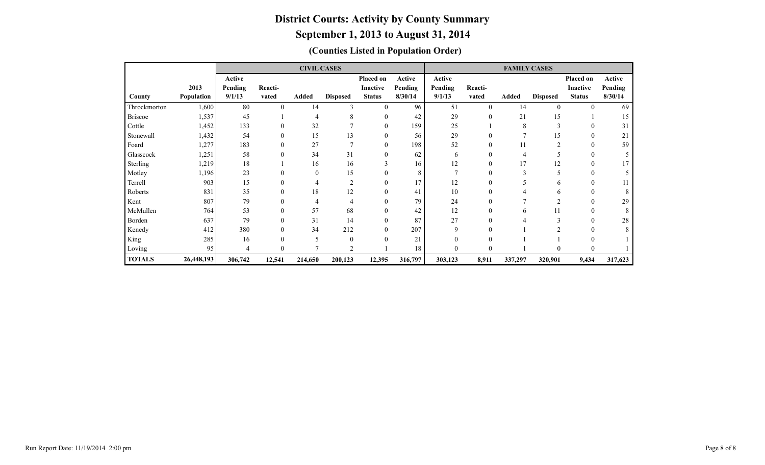# District Courts: Activity by County Summary

## September 1, 2013 to August 31, 2014

### (Counties Listed in Population Order)

| | | CIVIL CASES | | | | | | FAMILY CASES | | | | | |
|---|---|---|---|---|---|---|---|---|---|---|---|---|---|
| County | 2013 Population | Active Pending 9/1/13 | Reacti-vated | Added | Disposed | Placed on Inactive Status | Active Pending 8/30/14 | Active Pending 9/1/13 | Reacti-vated | Added | Disposed | Placed on Inactive Status | Active Pending 8/30/14 |
| Throckmorton | 1,600 | 80 | 0 | 14 | 3 | 0 | 96 | 51 | 0 | 14 | 0 | 0 | 69 |
| Briscoe | 1,537 | 45 | 1 | 4 | 8 | 0 | 42 | 29 | 0 | 21 | 15 | 1 | 15 |
| Cottle | 1,452 | 133 | 0 | 32 | 7 | 0 | 159 | 25 | 1 | 8 | 3 | 0 | 31 |
| Stonewall | 1,432 | 54 | 0 | 15 | 13 | 0 | 56 | 29 | 0 | 7 | 15 | 0 | 21 |
| Foard | 1,277 | 183 | 0 | 27 | 7 | 0 | 198 | 52 | 0 | 11 | 2 | 0 | 59 |
| Glasscock | 1,251 | 58 | 0 | 34 | 31 | 0 | 62 | 6 | 0 | 4 | 5 | 0 | 5 |
| Sterling | 1,219 | 18 | 1 | 16 | 16 | 3 | 16 | 12 | 0 | 17 | 12 | 0 | 17 |
| Motley | 1,196 | 23 | 0 | 0 | 15 | 0 | 8 | 7 | 0 | 3 | 5 | 0 | 5 |
| Terrell | 903 | 15 | 0 | 4 | 2 | 0 | 17 | 12 | 0 | 5 | 6 | 0 | 11 |
| Roberts | 831 | 35 | 0 | 18 | 12 | 0 | 41 | 10 | 0 | 4 | 6 | 0 | 8 |
| Kent | 807 | 79 | 0 | 4 | 4 | 0 | 79 | 24 | 0 | 7 | 2 | 0 | 29 |
| McMullen | 764 | 53 | 0 | 57 | 68 | 0 | 42 | 12 | 0 | 6 | 11 | 0 | 8 |
| Borden | 637 | 79 | 0 | 31 | 14 | 0 | 87 | 27 | 0 | 4 | 3 | 0 | 28 |
| Kenedy | 412 | 380 | 0 | 34 | 212 | 0 | 207 | 9 | 0 | 1 | 2 | 0 | 8 |
| King | 285 | 16 | 0 | 5 | 0 | 0 | 21 | 0 | 0 | 1 | 1 | 0 | 1 |
| Loving | 95 | 4 | 0 | 7 | 2 | 1 | 18 | 0 | 0 | 1 | 0 | 0 | 1 |
| **TOTALS** | **26,448,193** | **306,742** | **12,541** | **214,650** | **200,123** | **12,395** | **316,797** | **303,123** | **8,911** | **337,297** | **320,901** | **9,434** | **317,623** |

Run Report Date: 11/19/2014 2:00 pm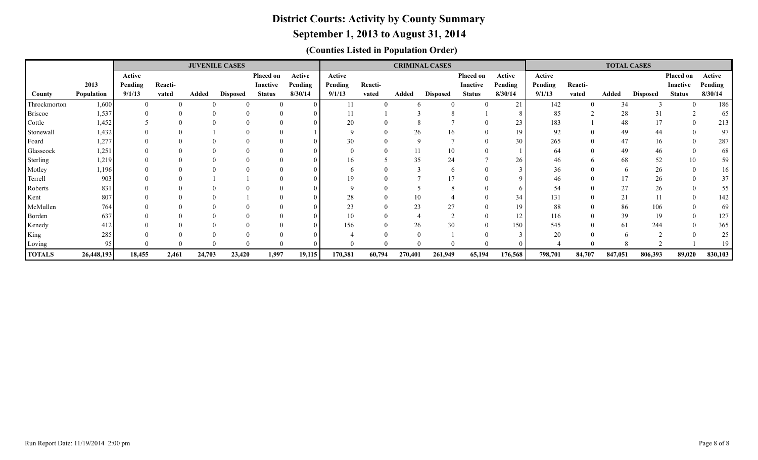# District Courts: Activity by County Summary

## September 1, 2013 to August 31, 2014

### (Counties Listed in Population Order)

| | | JUVENILE CASES | | | | | | CRIMINAL CASES | | | | | | TOTAL CASES | | | | | |
|---|---|---|---|---|---|---|---|---|---|---|---|---|---|---|---|---|---|---|---|
| County | 2013 Population | Active Pending 9/1/13 | Reacti-vated | Added | Disposed | Placed on Inactive Status | Active Pending 8/30/14 | Active Pending 9/1/13 | Reacti-vated | Added | Disposed | Placed on Inactive Status | Active Pending 8/30/14 | Active Pending 9/1/13 | Reacti-vated | Added | Disposed | Placed on Inactive Status | Active Pending 8/30/14 |
| Throckmorton | 1,600 | 0 | 0 | 0 | 0 | 0 | 0 | 11 | 0 | 6 | 0 | 0 | 21 | 142 | 0 | 34 | 3 | 0 | 186 |
| Briscoe | 1,537 | 0 | 0 | 0 | 0 | 0 | 0 | 11 | 1 | 3 | 8 | 1 | 8 | 85 | 2 | 28 | 31 | 2 | 65 |
| Cottle | 1,452 | 5 | 0 | 0 | 0 | 0 | 0 | 20 | 0 | 8 | 7 | 0 | 23 | 183 | 1 | 48 | 17 | 0 | 213 |
| Stonewall | 1,432 | 0 | 0 | 1 | 0 | 0 | 1 | 9 | 0 | 26 | 16 | 0 | 19 | 92 | 0 | 49 | 44 | 0 | 97 |
| Foard | 1,277 | 0 | 0 | 0 | 0 | 0 | 0 | 30 | 0 | 9 | 7 | 0 | 30 | 265 | 0 | 47 | 16 | 0 | 287 |
| Glasscock | 1,251 | 0 | 0 | 0 | 0 | 0 | 0 | 0 | 0 | 11 | 10 | 0 | 1 | 64 | 0 | 49 | 46 | 0 | 68 |
| Sterling | 1,219 | 0 | 0 | 0 | 0 | 0 | 0 | 16 | 5 | 35 | 24 | 7 | 26 | 46 | 6 | 68 | 52 | 10 | 59 |
| Motley | 1,196 | 0 | 0 | 0 | 0 | 0 | 0 | 6 | 0 | 3 | 6 | 0 | 3 | 36 | 0 | 6 | 26 | 0 | 16 |
| Terrell | 903 | 0 | 0 | 1 | 1 | 0 | 0 | 19 | 0 | 7 | 17 | 0 | 9 | 46 | 0 | 17 | 26 | 0 | 37 |
| Roberts | 831 | 0 | 0 | 0 | 0 | 0 | 0 | 9 | 0 | 5 | 8 | 0 | 6 | 54 | 0 | 27 | 26 | 0 | 55 |
| Kent | 807 | 0 | 0 | 0 | 1 | 0 | 0 | 28 | 0 | 10 | 4 | 0 | 34 | 131 | 0 | 21 | 11 | 0 | 142 |
| McMullen | 764 | 0 | 0 | 0 | 0 | 0 | 0 | 23 | 0 | 23 | 27 | 0 | 19 | 88 | 0 | 86 | 106 | 0 | 69 |
| Borden | 637 | 0 | 0 | 0 | 0 | 0 | 0 | 10 | 0 | 4 | 2 | 0 | 12 | 116 | 0 | 39 | 19 | 0 | 127 |
| Kenedy | 412 | 0 | 0 | 0 | 0 | 0 | 0 | 156 | 0 | 26 | 30 | 0 | 150 | 545 | 0 | 61 | 244 | 0 | 365 |
| King | 285 | 0 | 0 | 0 | 0 | 0 | 0 | 4 | 0 | 0 | 1 | 0 | 3 | 20 | 0 | 6 | 2 | 0 | 25 |
| Loving | 95 | 0 | 0 | 0 | 0 | 0 | 0 | 0 | 0 | 0 | 0 | 0 | 0 | 4 | 0 | 8 | 2 | 1 | 19 |
| **TOTALS** | **26,448,193** | **18,455** | **2,461** | **24,703** | **23,420** | **1,997** | **19,115** | **170,381** | **60,794** | **270,401** | **261,949** | **65,194** | **176,568** | **798,701** | **84,707** | **847,051** | **806,393** | **89,020** | **830,103** |

Run Report Date: 11/19/2014 2:00 pm